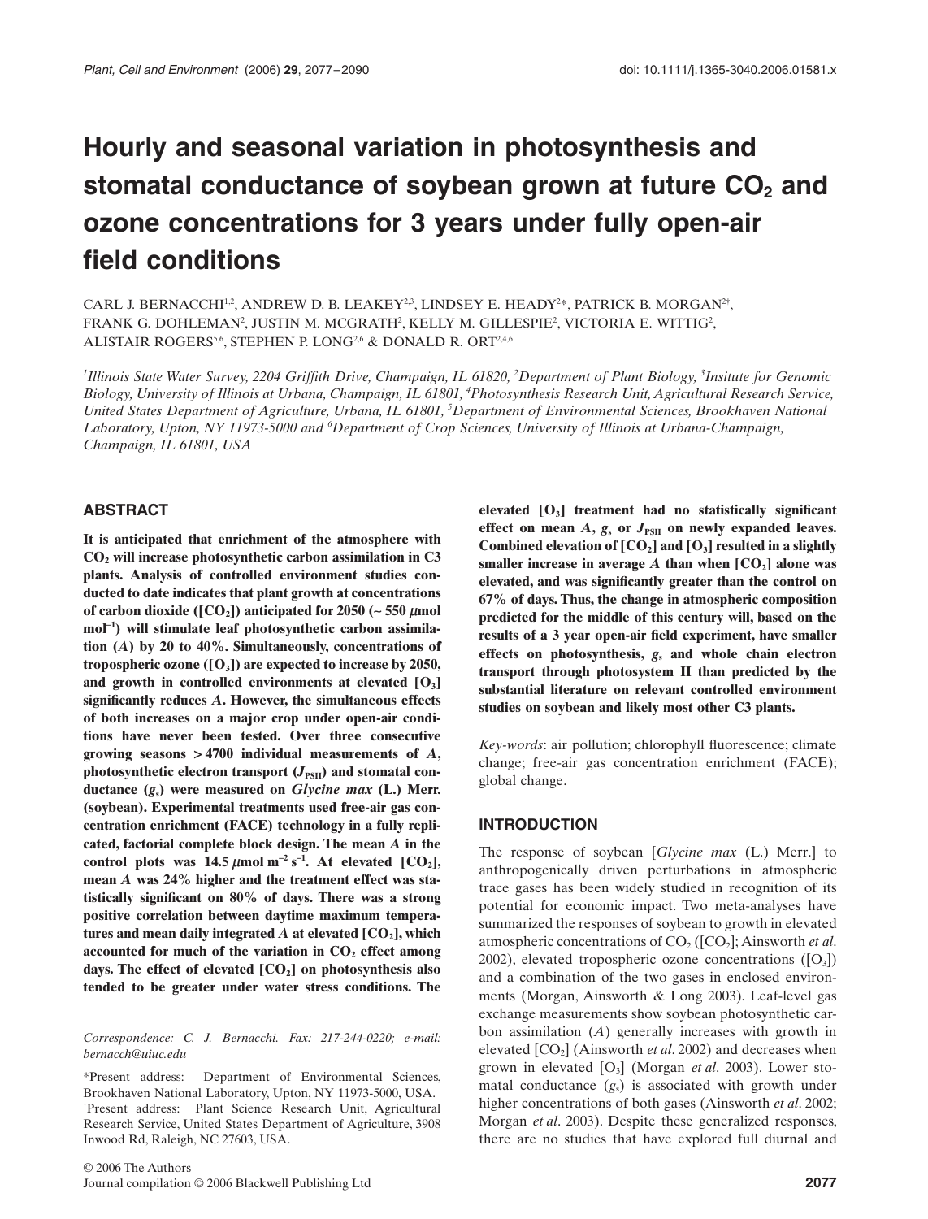# Hourly and seasonal variation in photosynthesis and stomatal conductance of soybean grown at future $CO_2$ and ozone concentrations for 3 years under fully open-air field conditions

CARL J. BERNACCHI[1,2], ANDREW D. B. LEAKEY[2,3], LINDSEY E. HEADY[2*], PATRICK B. MORGAN[2†], FRANK G. DOHLEMAN[2], JUSTIN M. MCGRATH[2], KELLY M. GILLESPIE[2], VICTORIA E. WITTIG[2], ALISTAIR ROGERS[5,6], STEPHEN P. LONG[2,6] & DONALD R. ORT[2,4,6]

[1]Illinois State Water Survey, 2204 Griffith Drive, Champaign, IL 61820, [2]Department of Plant Biology, [3]Insitute for Genomic Biology, University of Illinois at Urbana, Champaign, IL 61801, [4]Photosynthesis Research Unit, Agricultural Research Service, United States Department of Agriculture, Urbana, IL 61801, [5]Department of Environmental Sciences, Brookhaven National Laboratory, Upton, NY 11973-5000 and [6]Department of Crop Sciences, University of Illinois at Urbana-Champaign, Champaign, IL 61801, USA

## ABSTRACT

**It is anticipated that enrichment of the atmosphere with $CO_2$ will increase photosynthetic carbon assimilation in C3 plants. Analysis of controlled environment studies conducted to date indicates that plant growth at concentrations of carbon dioxide ($[CO_2]$) anticipated for 2050 (~ 550 $\mu$mol mol$^{-1}$) will stimulate leaf photosynthetic carbon assimilation ($A$) by 20 to 40%. Simultaneously, concentrations of tropospheric ozone ($[O_3]$) are expected to increase by 2050, and growth in controlled environments at elevated $[O_3]$ significantly reduces $A$. However, the simultaneous effects of both increases on a major crop under open-air conditions have never been tested. Over three consecutive growing seasons > 4700 individual measurements of $A$, photosynthetic electron transport ($J_{PSII}$) and stomatal conductance ($g_s$) were measured on *Glycine max* (L.) Merr. (soybean). Experimental treatments used free-air gas concentration enrichment (FACE) technology in a fully replicated, factorial complete block design. The mean $A$ in the control plots was 14.5 $\mu$mol m$^{-2}$ s$^{-1}$. At elevated $[CO_2]$, mean $A$ was 24% higher and the treatment effect was statistically significant on 80% of days. There was a strong positive correlation between daytime maximum temperatures and mean daily integrated $A$ at elevated $[CO_2]$, which accounted for much of the variation in $CO_2$ effect among days. The effect of elevated $[CO_2]$ on photosynthesis also tended to be greater under water stress conditions. The elevated $[O_3]$ treatment had no statistically significant effect on mean $A$, $g_s$ or $J_{PSII}$ on newly expanded leaves. Combined elevation of $[CO_2]$ and $[O_3]$ resulted in a slightly smaller increase in average $A$ than when $[CO_2]$ alone was elevated, and was significantly greater than the control on 67% of days. Thus, the change in atmospheric composition predicted for the middle of this century will, based on the results of a 3 year open-air field experiment, have smaller effects on photosynthesis, $g_s$ and whole chain electron transport through photosystem II than predicted by the substantial literature on relevant controlled environment studies on soybean and likely most other C3 plants.**

*Key-words*: air pollution; chlorophyll fluorescence; climate change; free-air gas concentration enrichment (FACE); global change.

*Correspondence:* C. J. Bernacchi. Fax: 217-244-0220; e-mail: bernacch@uiuc.edu

*Present address: Department of Environmental Sciences, Brookhaven National Laboratory, Upton, NY 11973-5000, USA.
†Present address: Plant Science Research Unit, Agricultural Research Service, United States Department of Agriculture, 3908 Inwood Rd, Raleigh, NC 27603, USA.

## INTRODUCTION

The response of soybean [*Glycine max* (L.) Merr.] to anthropogenically driven perturbations in atmospheric trace gases has been widely studied in recognition of its potential for economic impact. Two meta-analyses have summarized the responses of soybean to growth in elevated atmospheric concentrations of $CO_2$ ($[CO_2]$; Ainsworth *et al*. 2002), elevated tropospheric ozone concentrations ($[O_3]$) and a combination of the two gases in enclosed environments (Morgan, Ainsworth & Long 2003). Leaf-level gas exchange measurements show soybean photosynthetic carbon assimilation ($A$) generally increases with growth in elevated $[CO_2]$ (Ainsworth *et al*. 2002) and decreases when grown in elevated $[O_3]$ (Morgan *et al*. 2003). Lower stomatal conductance ($g_s$) is associated with growth under higher concentrations of both gases (Ainsworth *et al*. 2002; Morgan *et al*. 2003). Despite these generalized responses, there are no studies that have explored full diurnal and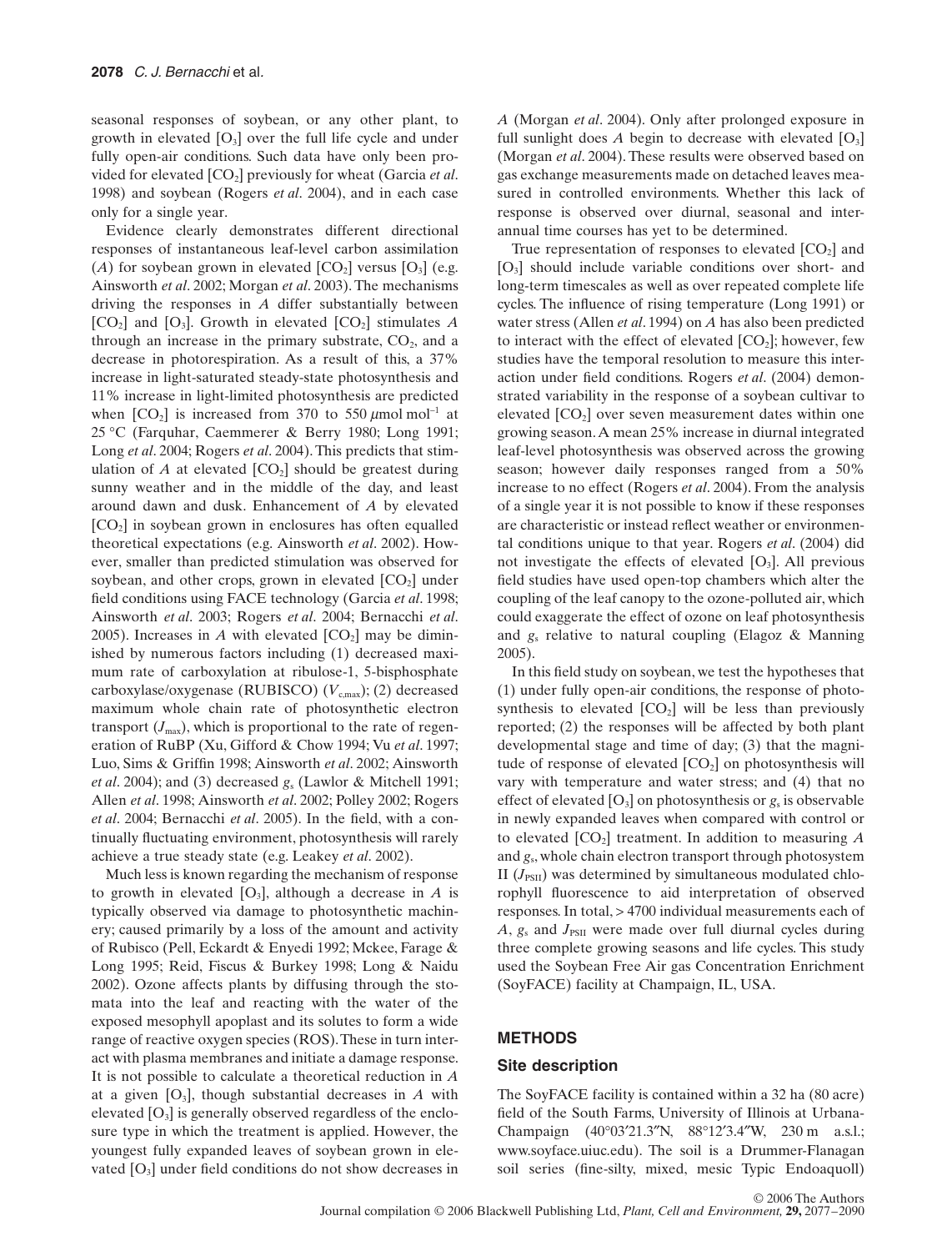seasonal responses of soybean, or any other plant, to growth in elevated $[O_3]$ over the full life cycle and under fully open-air conditions. Such data have only been provided for elevated $[CO_2]$ previously for wheat (Garcia *et al*. 1998) and soybean (Rogers *et al*. 2004), and in each case only for a single year.

Evidence clearly demonstrates different directional responses of instantaneous leaf-level carbon assimilation ($A$) for soybean grown in elevated $[CO_2]$ versus $[O_3]$ (e.g. Ainsworth *et al*. 2002; Morgan *et al*. 2003). The mechanisms driving the responses in $A$ differ substantially between $[CO_2]$ and $[O_3]$. Growth in elevated $[CO_2]$ stimulates $A$ through an increase in the primary substrate, $CO_2$, and a decrease in photorespiration. As a result of this, a 37% increase in light-saturated steady-state photosynthesis and 11% increase in light-limited photosynthesis are predicted when $[CO_2]$ is increased from 370 to 550 $\mu$mol mol$^{-1}$ at 25 °C (Farquhar, Caemmerer & Berry 1980; Long 1991; Long *et al*. 2004; Rogers *et al*. 2004). This predicts that stimulation of $A$ at elevated $[CO_2]$ should be greatest during sunny weather and in the middle of the day, and least around dawn and dusk. Enhancement of $A$ by elevated $[CO_2]$ in soybean grown in enclosures has often equalled theoretical expectations (e.g. Ainsworth *et al*. 2002). However, smaller than predicted stimulation was observed for soybean, and other crops, grown in elevated $[CO_2]$ under field conditions using FACE technology (Garcia *et al*. 1998; Ainsworth *et al*. 2003; Rogers *et al*. 2004; Bernacchi *et al*. 2005). Increases in $A$ with elevated $[CO_2]$ may be diminished by numerous factors including (1) decreased maximum rate of carboxylation at ribulose-1, 5-bisphosphate carboxylase/oxygenase (RUBISCO) ($V_{c,max}$); (2) decreased maximum whole chain rate of photosynthetic electron transport ($J_{max}$), which is proportional to the rate of regeneration of RuBP (Xu, Gifford & Chow 1994; Vu *et al*. 1997; Luo, Sims & Griffin 1998; Ainsworth *et al*. 2002; Ainsworth *et al*. 2004); and (3) decreased $g_s$ (Lawlor & Mitchell 1991; Allen *et al*. 1998; Ainsworth *et al*. 2002; Polley 2002; Rogers *et al*. 2004; Bernacchi *et al*. 2005). In the field, with a continually fluctuating environment, photosynthesis will rarely achieve a true steady state (e.g. Leakey *et al*. 2002).

Much less is known regarding the mechanism of response to growth in elevated $[O_3]$, although a decrease in $A$ is typically observed via damage to photosynthetic machinery; caused primarily by a loss of the amount and activity of Rubisco (Pell, Eckardt & Enyedi 1992; Mckee, Farage & Long 1995; Reid, Fiscus & Burkey 1998; Long & Naidu 2002). Ozone affects plants by diffusing through the stomata into the leaf and reacting with the water of the exposed mesophyll apoplast and its solutes to form a wide range of reactive oxygen species (ROS). These in turn interact with plasma membranes and initiate a damage response. It is not possible to calculate a theoretical reduction in $A$ at a given $[O_3]$, though substantial decreases in $A$ with elevated $[O_3]$ is generally observed regardless of the enclosure type in which the treatment is applied. However, the youngest fully expanded leaves of soybean grown in elevated $[O_3]$ under field conditions do not show decreases in $A$ (Morgan *et al*. 2004). Only after prolonged exposure in full sunlight does $A$ begin to decrease with elevated $[O_3]$ (Morgan *et al*. 2004). These results were observed based on gas exchange measurements made on detached leaves measured in controlled environments. Whether this lack of response is observed over diurnal, seasonal and inter-annual time courses has yet to be determined.

True representation of responses to elevated $[CO_2]$ and $[O_3]$ should include variable conditions over short- and long-term timescales as well as over repeated complete life cycles. The influence of rising temperature (Long 1991) or water stress (Allen *et al*. 1994) on $A$ has also been predicted to interact with the effect of elevated $[CO_2]$; however, few studies have the temporal resolution to measure this interaction under field conditions. Rogers *et al*. (2004) demonstrated variability in the response of a soybean cultivar to elevated $[CO_2]$ over seven measurement dates within one growing season. A mean 25% increase in diurnal integrated leaf-level photosynthesis was observed across the growing season; however daily responses ranged from a 50% increase to no effect (Rogers *et al*. 2004). From the analysis of a single year it is not possible to know if these responses are characteristic or instead reflect weather or environmental conditions unique to that year. Rogers *et al*. (2004) did not investigate the effects of elevated $[O_3]$. All previous field studies have used open-top chambers which alter the coupling of the leaf canopy to the ozone-polluted air, which could exaggerate the effect of ozone on leaf photosynthesis and $g_s$ relative to natural coupling (Elagoz & Manning 2005).

In this field study on soybean, we test the hypotheses that (1) under fully open-air conditions, the response of photosynthesis to elevated $[CO_2]$ will be less than previously reported; (2) the responses will be affected by both plant developmental stage and time of day; (3) that the magnitude of response of elevated $[CO_2]$ on photosynthesis will vary with temperature and water stress; and (4) that no effect of elevated $[O_3]$ on photosynthesis or $g_s$ is observable in newly expanded leaves when compared with control or to elevated $[CO_2]$ treatment. In addition to measuring $A$ and $g_s$, whole chain electron transport through photosystem II ($J_{PSII}$) was determined by simultaneous modulated chlorophyll fluorescence to aid interpretation of observed responses. In total, > 4700 individual measurements each of $A$, $g_s$ and $J_{PSII}$ were made over full diurnal cycles during three complete growing seasons and life cycles. This study used the Soybean Free Air gas Concentration Enrichment (SoyFACE) facility at Champaign, IL, USA.

## METHODS

### Site description

The SoyFACE facility is contained within a 32 ha (80 acre) field of the South Farms, University of Illinois at Urbana-Champaign (40°03′21.3″N, 88°12′3.4″W, 230 m a.s.l.; www.soyface.uiuc.edu). The soil is a Drummer-Flanagan soil series (fine-silty, mixed, mesic Typic Endoaquoll)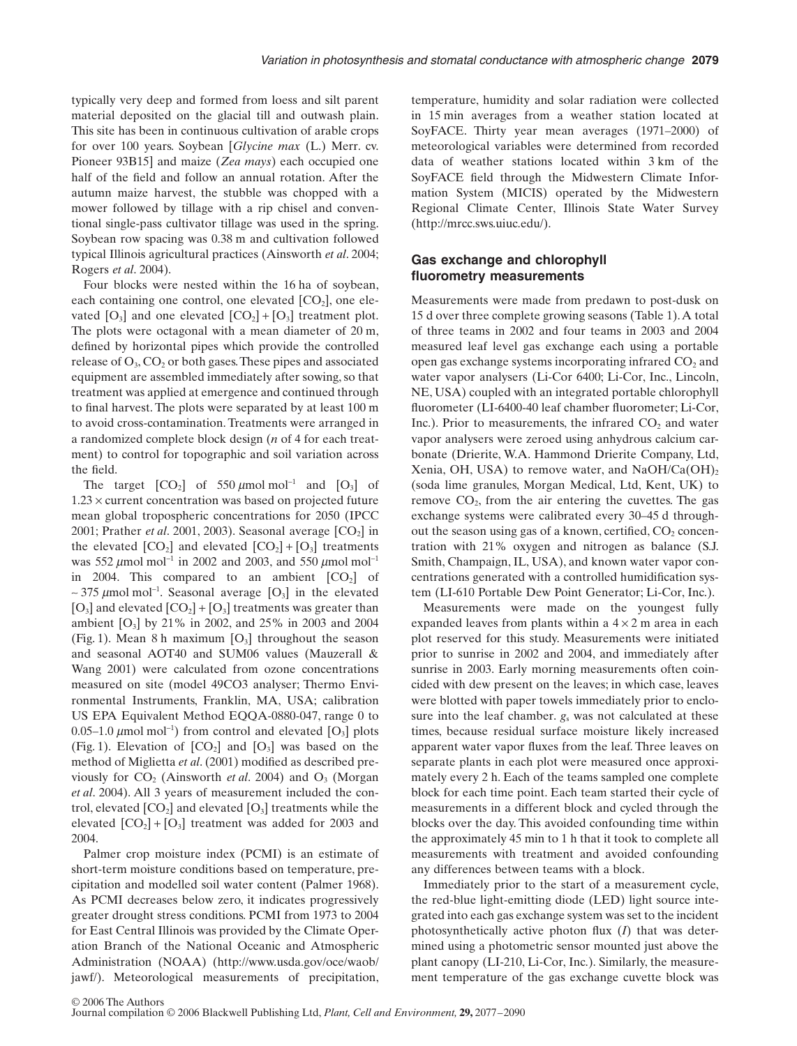typically very deep and formed from loess and silt parent material deposited on the glacial till and outwash plain. This site has been in continuous cultivation of arable crops for over 100 years. Soybean [*Glycine max* (L.) Merr. cv. Pioneer 93B15] and maize (*Zea mays*) each occupied one half of the field and follow an annual rotation. After the autumn maize harvest, the stubble was chopped with a mower followed by tillage with a rip chisel and conventional single-pass cultivator tillage was used in the spring. Soybean row spacing was 0.38 m and cultivation followed typical Illinois agricultural practices (Ainsworth *et al*. 2004; Rogers *et al*. 2004).

Four blocks were nested within the 16 ha of soybean, each containing one control, one elevated [$CO_2$], one elevated [$O_3$] and one elevated [$CO_2$] + [$O_3$] treatment plot. The plots were octagonal with a mean diameter of 20 m, defined by horizontal pipes which provide the controlled release of $O_3$, $CO_2$ or both gases. These pipes and associated equipment are assembled immediately after sowing, so that treatment was applied at emergence and continued through to final harvest. The plots were separated by at least 100 m to avoid cross-contamination. Treatments were arranged in a randomized complete block design (*n* of 4 for each treatment) to control for topographic and soil variation across the field.

The target [$CO_2$] of 550 $\mu$mol mol$^{-1}$ and [$O_3$] of 1.23 × current concentration was based on projected future mean global tropospheric concentrations for 2050 (IPCC 2001; Prather *et al*. 2001, 2003). Seasonal average [$CO_2$] in the elevated [$CO_2$] and elevated [$CO_2$] + [$O_3$] treatments was 552 $\mu$mol mol$^{-1}$ in 2002 and 2003, and 550 $\mu$mol mol$^{-1}$ in 2004. This compared to an ambient [$CO_2$] of ~ 375 $\mu$mol mol$^{-1}$. Seasonal average [$O_3$] in the elevated [$O_3$] and elevated [$CO_2$] + [$O_3$] treatments was greater than ambient [$O_3$] by 21% in 2002, and 25% in 2003 and 2004 (Fig. 1). Mean 8 h maximum [$O_3$] throughout the season and seasonal AOT40 and SUM06 values (Mauzerall & Wang 2001) were calculated from ozone concentrations measured on site (model 49CO3 analyser; Thermo Environmental Instruments, Franklin, MA, USA; calibration US EPA Equivalent Method EQQA-0880-047, range 0 to 0.05–1.0 $\mu$mol mol$^{-1}$) from control and elevated [$O_3$] plots (Fig. 1). Elevation of [$CO_2$] and [$O_3$] was based on the method of Miglietta *et al*. (2001) modified as described previously for $CO_2$ (Ainsworth *et al*. 2004) and $O_3$ (Morgan *et al*. 2004). All 3 years of measurement included the control, elevated [$CO_2$] and elevated [$O_3$] treatments while the elevated [$CO_2$] + [$O_3$] treatment was added for 2003 and 2004.

Palmer crop moisture index (PCMI) is an estimate of short-term moisture conditions based on temperature, precipitation and modelled soil water content (Palmer 1968). As PCMI decreases below zero, it indicates progressively greater drought stress conditions. PCMI from 1973 to 2004 for East Central Illinois was provided by the Climate Operation Branch of the National Oceanic and Atmospheric Administration (NOAA) (http://www.usda.gov/oce/waob/jawf/). Meteorological measurements of precipitation, temperature, humidity and solar radiation were collected in 15 min averages from a weather station located at SoyFACE. Thirty year mean averages (1971–2000) of meteorological variables were determined from recorded data of weather stations located within 3 km of the SoyFACE field through the Midwestern Climate Information System (MICIS) operated by the Midwestern Regional Climate Center, Illinois State Water Survey (http://mrcc.sws.uiuc.edu/).

## Gas exchange and chlorophyll fluorometry measurements

Measurements were made from predawn to post-dusk on 15 d over three complete growing seasons (Table 1). A total of three teams in 2002 and four teams in 2003 and 2004 measured leaf level gas exchange each using a portable open gas exchange systems incorporating infrared $CO_2$ and water vapor analysers (Li-Cor 6400; Li-Cor, Inc., Lincoln, NE, USA) coupled with an integrated portable chlorophyll fluorometer (LI-6400-40 leaf chamber fluorometer; Li-Cor, Inc.). Prior to measurements, the infrared $CO_2$ and water vapor analysers were zeroed using anhydrous calcium carbonate (Drierite, W.A. Hammond Drierite Company, Ltd, Xenia, OH, USA) to remove water, and NaOH/Ca$(OH)_2$ (soda lime granules, Morgan Medical, Ltd, Kent, UK) to remove $CO_2$, from the air entering the cuvettes. The gas exchange systems were calibrated every 30–45 d throughout the season using gas of a known, certified, $CO_2$ concentration with 21% oxygen and nitrogen as balance (S.J. Smith, Champaign, IL, USA), and known water vapor concentrations generated with a controlled humidification system (LI-610 Portable Dew Point Generator; Li-Cor, Inc.).

Measurements were made on the youngest fully expanded leaves from plants within a 4 × 2 m area in each plot reserved for this study. Measurements were initiated prior to sunrise in 2002 and 2004, and immediately after sunrise in 2003. Early morning measurements often coincided with dew present on the leaves; in which case, leaves were blotted with paper towels immediately prior to enclosure into the leaf chamber. $g_s$ was not calculated at these times, because residual surface moisture likely increased apparent water vapor fluxes from the leaf. Three leaves on separate plants in each plot were measured once approximately every 2 h. Each of the teams sampled one complete block for each time point. Each team started their cycle of measurements in a different block and cycled through the blocks over the day. This avoided confounding time within the approximately 45 min to 1 h that it took to complete all measurements with treatment and avoided confounding any differences between teams with a block.

Immediately prior to the start of a measurement cycle, the red-blue light-emitting diode (LED) light source integrated into each gas exchange system was set to the incident photosynthetically active photon flux ($I$) that was determined using a photometric sensor mounted just above the plant canopy (LI-210, Li-Cor, Inc.). Similarly, the measurement temperature of the gas exchange cuvette block was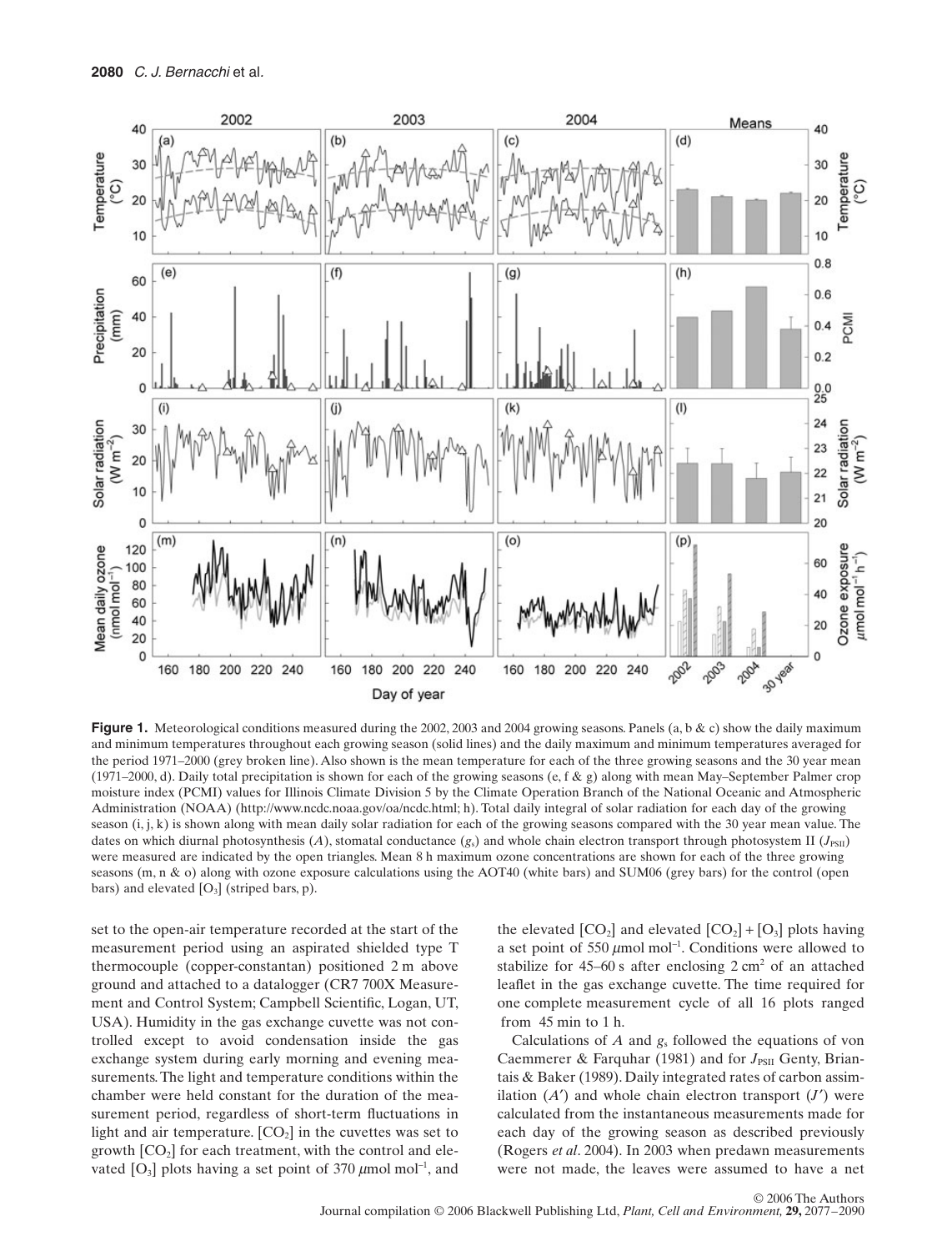**Figure 1.** Meteorological conditions measured during the 2002, 2003 and 2004 growing seasons. Panels (a, b & c) show the daily maximum and minimum temperatures throughout each growing season (solid lines) and the daily maximum and minimum temperatures averaged for the period 1971–2000 (grey broken line). Also shown is the mean temperature for each of the three growing seasons and the 30 year mean (1971–2000, d). Daily total precipitation is shown for each of the growing seasons (e, f & g) along with mean May–September Palmer crop moisture index (PCMI) values for Illinois Climate Division 5 by the Climate Operation Branch of the National Oceanic and Atmospheric Administration (NOAA) (http://www.ncdc.noaa.gov/oa/ncdc.html; h). Total daily integral of solar radiation for each day of the growing season (i, j, k) is shown along with mean daily solar radiation for each of the growing seasons compared with the 30 year mean value. The dates on which diurnal photosynthesis ($A$), stomatal conductance ($g_s$) and whole chain electron transport through photosystem II ($J_{PSII}$) were measured are indicated by the open triangles. Mean 8 h maximum ozone concentrations are shown for each of the three growing seasons (m, n & o) along with ozone exposure calculations using the AOT40 (white bars) and SUM06 (grey bars) for the control (open bars) and elevated $[O_3]$ (striped bars, p).

set to the open-air temperature recorded at the start of the measurement period using an aspirated shielded type T thermocouple (copper-constantan) positioned 2 m above ground and attached to a datalogger (CR7 700X Measurement and Control System; Campbell Scientific, Logan, UT, USA). Humidity in the gas exchange cuvette was not controlled except to avoid condensation inside the gas exchange system during early morning and evening measurements. The light and temperature conditions within the chamber were held constant for the duration of the measurement period, regardless of short-term fluctuations in light and air temperature. $[CO_2]$ in the cuvettes was set to growth $[CO_2]$ for each treatment, with the control and elevated $[O_3]$ plots having a set point of 370 $\mu$mol mol$^{-1}$, and the elevated $[CO_2]$ and elevated $[CO_2] + [O_3]$ plots having a set point of 550 $\mu$mol mol$^{-1}$. Conditions were allowed to stabilize for 45–60 s after enclosing 2 cm$^2$ of an attached leaflet in the gas exchange cuvette. The time required for one complete measurement cycle of all 16 plots ranged from 45 min to 1 h.

Calculations of $A$ and $g_s$ followed the equations of von Caemmerer & Farquhar (1981) and for $J_{PSII}$ Genty, Briantais & Baker (1989). Daily integrated rates of carbon assimilation ($A'$) and whole chain electron transport ($J'$) were calculated from the instantaneous measurements made for each day of the growing season as described previously (Rogers *et al*. 2004). In 2003 when predawn measurements were not made, the leaves were assumed to have a net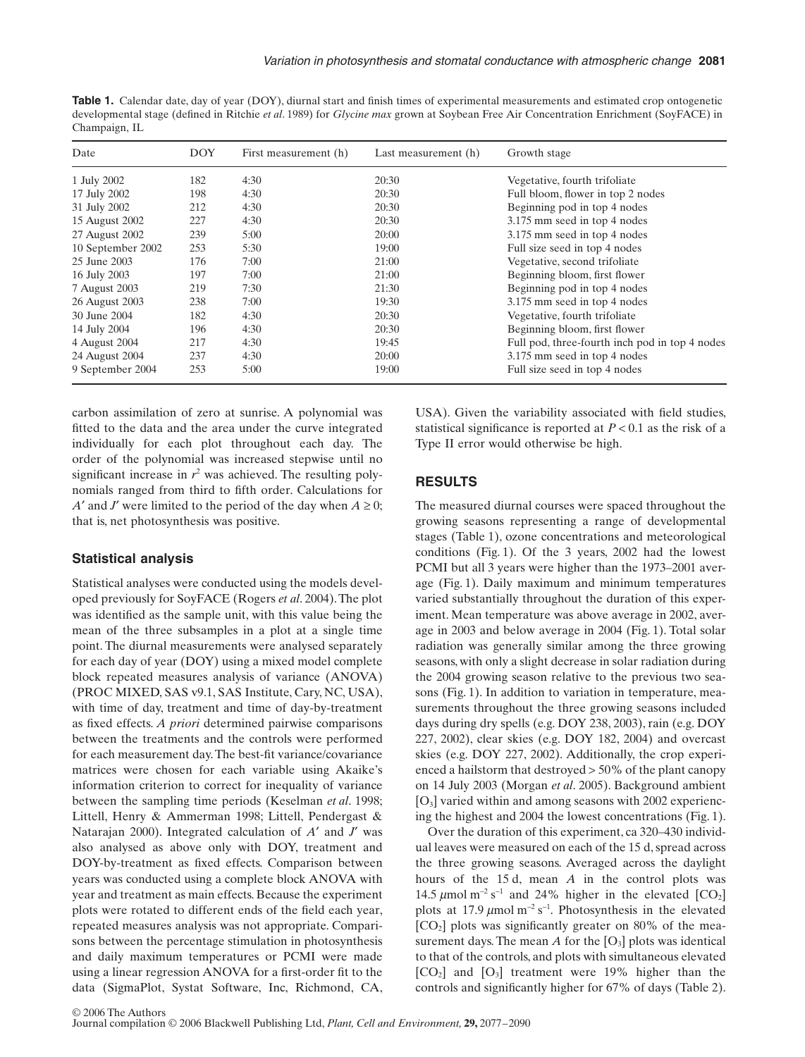**Table 1.** Calendar date, day of year (DOY), diurnal start and finish times of experimental measurements and estimated crop ontogenetic developmental stage (defined in Ritchie *et al*. 1989) for *Glycine max* grown at Soybean Free Air Concentration Enrichment (SoyFACE) in Champaign, IL

| Date | DOY | First measurement (h) | Last measurement (h) | Growth stage |
|---|---|---|---|---|
| 1 July 2002 | 182 | 4:30 | 20:30 | Vegetative, fourth trifoliate |
| 17 July 2002 | 198 | 4:30 | 20:30 | Full bloom, flower in top 2 nodes |
| 31 July 2002 | 212 | 4:30 | 20:30 | Beginning pod in top 4 nodes |
| 15 August 2002 | 227 | 4:30 | 20:30 | 3.175 mm seed in top 4 nodes |
| 27 August 2002 | 239 | 5:00 | 20:00 | 3.175 mm seed in top 4 nodes |
| 10 September 2002 | 253 | 5:30 | 19:00 | Full size seed in top 4 nodes |
| 25 June 2003 | 176 | 7:00 | 21:00 | Vegetative, second trifoliate |
| 16 July 2003 | 197 | 7:00 | 21:00 | Beginning bloom, first flower |
| 7 August 2003 | 219 | 7:30 | 21:30 | Beginning pod in top 4 nodes |
| 26 August 2003 | 238 | 7:00 | 19:30 | 3.175 mm seed in top 4 nodes |
| 30 June 2004 | 182 | 4:30 | 20:30 | Vegetative, fourth trifoliate |
| 14 July 2004 | 196 | 4:30 | 20:30 | Beginning bloom, first flower |
| 4 August 2004 | 217 | 4:30 | 19:45 | Full pod, three-fourth inch pod in top 4 nodes |
| 24 August 2004 | 237 | 4:30 | 20:00 | 3.175 mm seed in top 4 nodes |
| 9 September 2004 | 253 | 5:00 | 19:00 | Full size seed in top 4 nodes |

carbon assimilation of zero at sunrise. A polynomial was fitted to the data and the area under the curve integrated individually for each plot throughout each day. The order of the polynomial was increased stepwise until no significant increase in $r^2$ was achieved. The resulting polynomials ranged from third to fifth order. Calculations for $A'$ and $J'$ were limited to the period of the day when $A \geq 0$; that is, net photosynthesis was positive.

### Statistical analysis

Statistical analyses were conducted using the models developed previously for SoyFACE (Rogers *et al*. 2004). The plot was identified as the sample unit, with this value being the mean of the three subsamples in a plot at a single time point. The diurnal measurements were analysed separately for each day of year (DOY) using a mixed model complete block repeated measures analysis of variance (ANOVA) (PROC MIXED, SAS v9.1, SAS Institute, Cary, NC, USA), with time of day, treatment and time of day-by-treatment as fixed effects. *A priori* determined pairwise comparisons between the treatments and the controls were performed for each measurement day. The best-fit variance/covariance matrices were chosen for each variable using Akaike's information criterion to correct for inequality of variance between the sampling time periods (Keselman *et al*. 1998; Littell, Henry & Ammerman 1998; Littell, Pendergast & Natarajan 2000). Integrated calculation of $A'$ and $J'$ was also analysed as above only with DOY, treatment and DOY-by-treatment as fixed effects. Comparison between years was conducted using a complete block ANOVA with year and treatment as main effects. Because the experiment plots were rotated to different ends of the field each year, repeated measures analysis was not appropriate. Comparisons between the percentage stimulation in photosynthesis and daily maximum temperatures or PCMI were made using a linear regression ANOVA for a first-order fit to the data (SigmaPlot, Systat Software, Inc, Richmond, CA, USA). Given the variability associated with field studies, statistical significance is reported at $P < 0.1$ as the risk of a Type II error would otherwise be high.

## RESULTS

The measured diurnal courses were spaced throughout the growing seasons representing a range of developmental stages (Table 1), ozone concentrations and meteorological conditions (Fig. 1). Of the 3 years, 2002 had the lowest PCMI but all 3 years were higher than the 1973–2001 average (Fig. 1). Daily maximum and minimum temperatures varied substantially throughout the duration of this experiment. Mean temperature was above average in 2002, average in 2003 and below average in 2004 (Fig. 1). Total solar radiation was generally similar among the three growing seasons, with only a slight decrease in solar radiation during the 2004 growing season relative to the previous two seasons (Fig. 1). In addition to variation in temperature, measurements throughout the three growing seasons included days during dry spells (e.g. DOY 238, 2003), rain (e.g. DOY 227, 2002), clear skies (e.g. DOY 182, 2004) and overcast skies (e.g. DOY 227, 2002). Additionally, the crop experienced a hailstorm that destroyed > 50% of the plant canopy on 14 July 2003 (Morgan *et al*. 2005). Background ambient $[O_3]$ varied within and among seasons with 2002 experiencing the highest and 2004 the lowest concentrations (Fig. 1).

Over the duration of this experiment, ca 320–430 individual leaves were measured on each of the 15 d, spread across the three growing seasons. Averaged across the daylight hours of the 15 d, mean $A$ in the control plots was 14.5 $\mu$mol m$^{-2}$ s$^{-1}$ and 24% higher in the elevated $[CO_2]$ plots at 17.9 $\mu$mol m$^{-2}$ s$^{-1}$. Photosynthesis in the elevated $[CO_2]$ plots was significantly greater on 80% of the measurement days. The mean $A$ for the $[O_3]$ plots was identical to that of the controls, and plots with simultaneous elevated $[CO_2]$ and $[O_3]$ treatment were 19% higher than the controls and significantly higher for 67% of days (Table 2).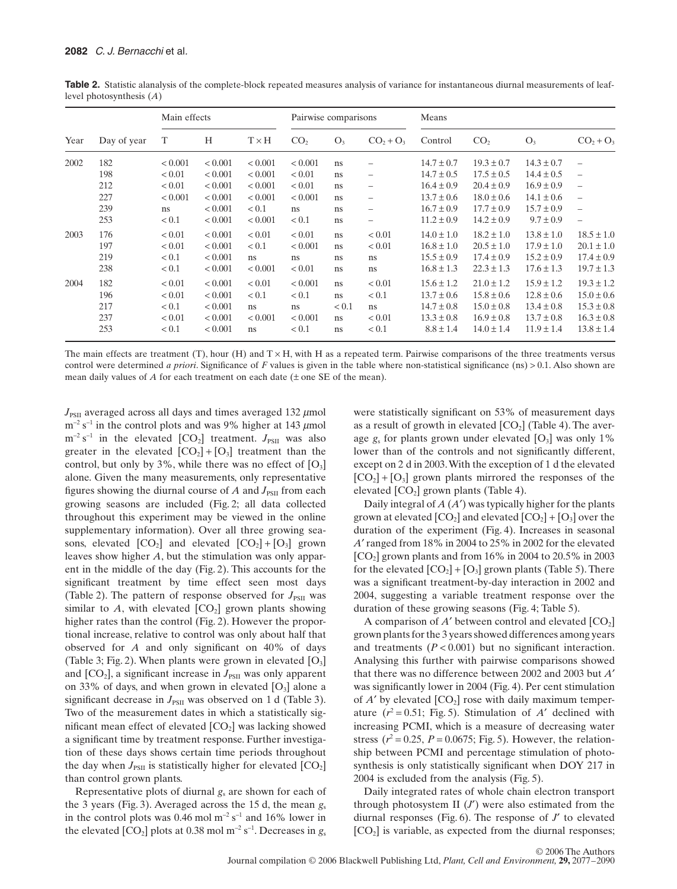**Table 2.** Statistic alanalysis of the complete-block repeated measures analysis of variance for instantaneous diurnal measurements of leaf-level photosynthesis ($A$)

| Year | Day of year | Main effects | | | Pairwise comparisons | | | Means | | | |
|---|---|---|---|---|---|---|---|---|---|---|---|
| | | T | H | T × H | $CO_2$ | $O_3$ | $CO_2 + O_3$ | Control | $CO_2$ | $O_3$ | $CO_2 + O_3$ |
| 2002 | 182 | < 0.001 | < 0.001 | < 0.001 | < 0.001 | ns | – | 14.7 ± 0.7 | 19.3 ± 0.7 | 14.3 ± 0.7 | – |
| | 198 | < 0.01 | < 0.001 | < 0.001 | < 0.01 | ns | – | 14.7 ± 0.5 | 17.5 ± 0.5 | 14.4 ± 0.5 | – |
| | 212 | < 0.01 | < 0.001 | < 0.001 | < 0.01 | ns | – | 16.4 ± 0.9 | 20.4 ± 0.9 | 16.9 ± 0.9 | – |
| | 227 | < 0.001 | < 0.001 | < 0.001 | < 0.001 | ns | – | 13.7 ± 0.6 | 18.0 ± 0.6 | 14.1 ± 0.6 | – |
| | 239 | ns | < 0.001 | < 0.1 | ns | ns | – | 16.7 ± 0.9 | 17.7 ± 0.9 | 15.7 ± 0.9 | – |
| | 253 | < 0.1 | < 0.001 | < 0.001 | < 0.1 | ns | – | 11.2 ± 0.9 | 14.2 ± 0.9 | 9.7 ± 0.9 | – |
| 2003 | 176 | < 0.01 | < 0.001 | < 0.01 | < 0.01 | ns | < 0.01 | 14.0 ± 1.0 | 18.2 ± 1.0 | 13.8 ± 1.0 | 18.5 ± 1.0 |
| | 197 | < 0.01 | < 0.001 | < 0.1 | < 0.001 | ns | < 0.01 | 16.8 ± 1.0 | 20.5 ± 1.0 | 17.9 ± 1.0 | 20.1 ± 1.0 |
| | 219 | < 0.1 | < 0.001 | ns | ns | ns | ns | 15.5 ± 0.9 | 17.4 ± 0.9 | 15.2 ± 0.9 | 17.4 ± 0.9 |
| | 238 | < 0.1 | < 0.001 | < 0.001 | < 0.01 | ns | ns | 16.8 ± 1.3 | 22.3 ± 1.3 | 17.6 ± 1.3 | 19.7 ± 1.3 |
| 2004 | 182 | < 0.01 | < 0.001 | < 0.01 | < 0.001 | ns | < 0.01 | 15.6 ± 1.2 | 21.0 ± 1.2 | 15.9 ± 1.2 | 19.3 ± 1.2 |
| | 196 | < 0.01 | < 0.001 | < 0.1 | < 0.1 | ns | < 0.1 | 13.7 ± 0.6 | 15.8 ± 0.6 | 12.8 ± 0.6 | 15.0 ± 0.6 |
| | 217 | < 0.1 | < 0.001 | ns | ns | < 0.1 | ns | 14.7 ± 0.8 | 15.0 ± 0.8 | 13.4 ± 0.8 | 15.3 ± 0.8 |
| | 237 | < 0.01 | < 0.001 | < 0.001 | < 0.001 | ns | < 0.01 | 13.3 ± 0.8 | 16.9 ± 0.8 | 13.7 ± 0.8 | 16.3 ± 0.8 |
| | 253 | < 0.1 | < 0.001 | ns | < 0.1 | ns | < 0.1 | 8.8 ± 1.4 | 14.0 ± 1.4 | 11.9 ± 1.4 | 13.8 ± 1.4 |

The main effects are treatment (T), hour (H) and T × H, with H as a repeated term. Pairwise comparisons of the three treatments versus control were determined *a priori*. Significance of $F$ values is given in the table where non-statistical significance (ns) > 0.1. Also shown are mean daily values of $A$ for each treatment on each date (± one SE of the mean).

$J_{PSII}$ averaged across all days and times averaged 132 $\mu$mol m$^{-2}$ s$^{-1}$ in the control plots and was 9% higher at 143 $\mu$mol m$^{-2}$ s$^{-1}$ in the elevated [$CO_2$] treatment. $J_{PSII}$ was also greater in the elevated [$CO_2$] + [$O_3$] treatment than the control, but only by 3%, while there was no effect of [$O_3$] alone. Given the many measurements, only representative figures showing the diurnal course of $A$ and $J_{PSII}$ from each growing seasons are included (Fig. 2; all data collected throughout this experiment may be viewed in the online supplementary information). Over all three growing seasons, elevated [$CO_2$] and elevated [$CO_2$] + [$O_3$] grown leaves show higher $A$, but the stimulation was only apparent in the middle of the day (Fig. 2). This accounts for the significant treatment by time effect seen most days (Table 2). The pattern of response observed for $J_{PSII}$ was similar to $A$, with elevated [$CO_2$] grown plants showing higher rates than the control (Fig. 2). However the proportional increase, relative to control was only about half that observed for $A$ and only significant on 40% of days (Table 3; Fig. 2). When plants were grown in elevated [$O_3$] and [$CO_2$], a significant increase in $J_{PSII}$ was only apparent on 33% of days, and when grown in elevated [$O_3$] alone a significant decrease in $J_{PSII}$ was observed on 1 d (Table 3). Two of the measurement dates in which a statistically significant mean effect of elevated [$CO_2$] was lacking showed a significant time by treatment response. Further investigation of these days shows certain time periods throughout the day when $J_{PSII}$ is statistically higher for elevated [$CO_2$] than control grown plants.

Representative plots of diurnal $g_s$ are shown for each of the 3 years (Fig. 3). Averaged across the 15 d, the mean $g_s$ in the control plots was 0.46 mol m$^{-2}$ s$^{-1}$ and 16% lower in the elevated [$CO_2$] plots at 0.38 mol m$^{-2}$ s$^{-1}$. Decreases in $g_s$ were statistically significant on 53% of measurement days as a result of growth in elevated [$CO_2$] (Table 4). The average $g_s$ for plants grown under elevated [$O_3$] was only 1% lower than of the controls and not significantly different, except on 2 d in 2003. With the exception of 1 d the elevated [$CO_2$] + [$O_3$] grown plants mirrored the responses of the elevated [$CO_2$] grown plants (Table 4).

Daily integral of $A$ ($A'$) was typically higher for the plants grown at elevated [$CO_2$] and elevated [$CO_2$] + [$O_3$] over the duration of the experiment (Fig. 4). Increases in seasonal $A'$ ranged from 18% in 2004 to 25% in 2002 for the elevated [$CO_2$] grown plants and from 16% in 2004 to 20.5% in 2003 for the elevated [$CO_2$] + [$O_3$] grown plants (Table 5). There was a significant treatment-by-day interaction in 2002 and 2004, suggesting a variable treatment response over the duration of these growing seasons (Fig. 4; Table 5).

A comparison of $A'$ between control and elevated [$CO_2$] grown plants for the 3 years showed differences among years and treatments ($P < 0.001$) but no significant interaction. Analysing this further with pairwise comparisons showed that there was no difference between 2002 and 2003 but $A'$ was significantly lower in 2004 (Fig. 4). Per cent stimulation of $A'$ by elevated [$CO_2$] rose with daily maximum temperature ($r^2 = 0.51$; Fig. 5). Stimulation of $A'$ declined with increasing PCMI, which is a measure of decreasing water stress ($r^2 = 0.25$, $P = 0.0675$; Fig. 5). However, the relationship between PCMI and percentage stimulation of photosynthesis is only statistically significant when DOY 217 in 2004 is excluded from the analysis (Fig. 5).

Daily integrated rates of whole chain electron transport through photosystem II ($J'$) were also estimated from the diurnal responses (Fig. 6). The response of $J'$ to elevated [$CO_2$] is variable, as expected from the diurnal responses;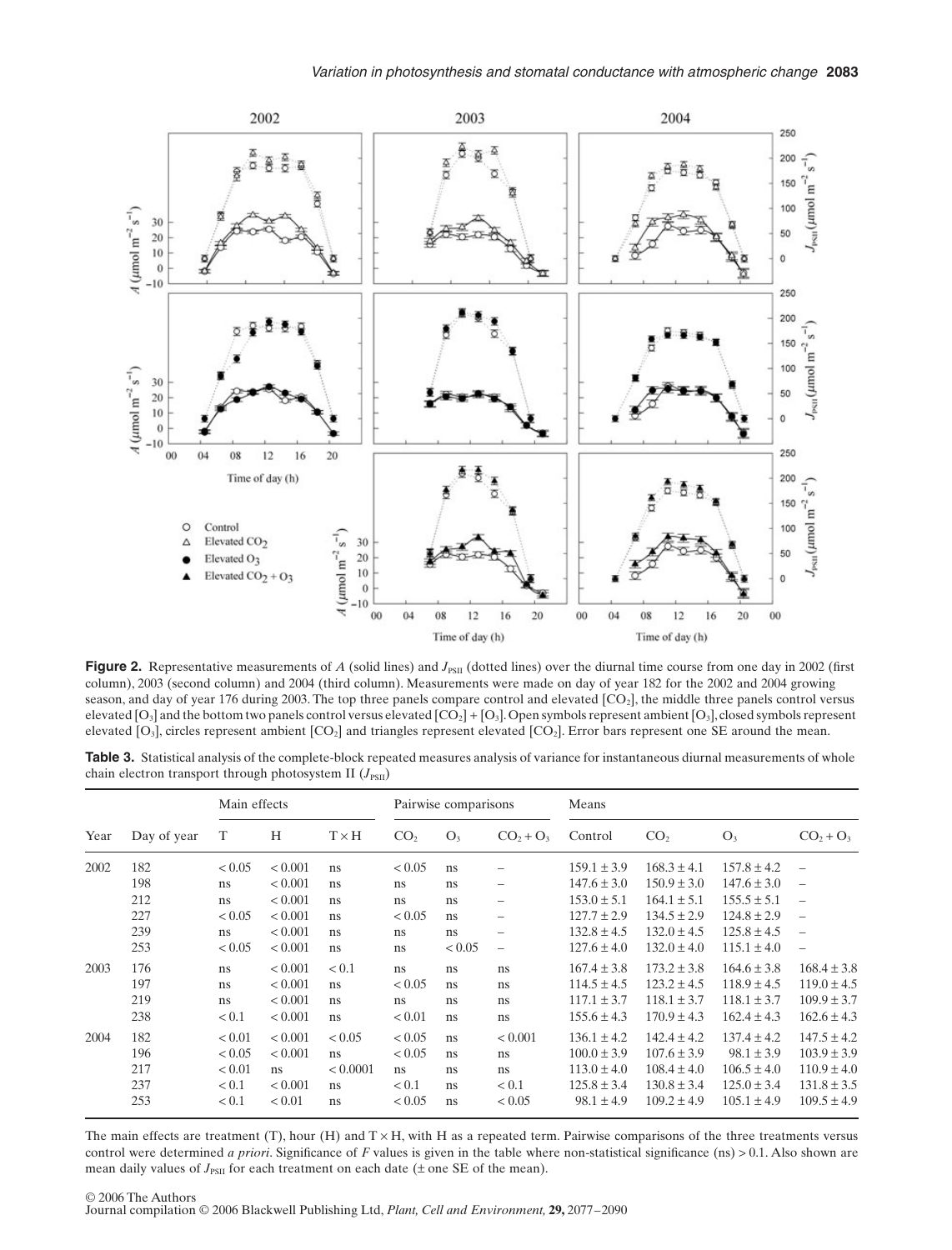**Figure 2.** Representative measurements of $A$ (solid lines) and $J_{PSII}$ (dotted lines) over the diurnal time course from one day in 2002 (first column), 2003 (second column) and 2004 (third column). Measurements were made on day of year 182 for the 2002 and 2004 growing season, and day of year 176 during 2003. The top three panels compare control and elevated [$CO_2$], the middle three panels control versus elevated [$O_3$] and the bottom two panels control versus elevated [$CO_2$] + [$O_3$]. Open symbols represent ambient [$O_3$], closed symbols represent elevated [$O_3$], circles represent ambient [$CO_2$] and triangles represent elevated [$CO_2$]. Error bars represent one SE around the mean.

**Table 3.** Statistical analysis of the complete-block repeated measures analysis of variance for instantaneous diurnal measurements of whole chain electron transport through photosystem II ($J_{PSII}$)

| Year | Day of year | Main effects | | | Pairwise comparisons | | | Means | | | |
|---|---|---|---|---|---|---|---|---|---|---|---|
| | | T | H | T × H | $CO_2$ | $O_3$ | $CO_2 + O_3$ | Control | $CO_2$ | $O_3$ | $CO_2 + O_3$ |
| 2002 | 182 | < 0.05 | < 0.001 | ns | < 0.05 | ns | – | 159.1 ± 3.9 | 168.3 ± 4.1 | 157.8 ± 4.2 | – |
| | 198 | ns | < 0.001 | ns | ns | ns | – | 147.6 ± 3.0 | 150.9 ± 3.0 | 147.6 ± 3.0 | – |
| | 212 | ns | < 0.001 | ns | ns | ns | – | 153.0 ± 5.1 | 164.1 ± 5.1 | 155.5 ± 5.1 | – |
| | 227 | < 0.05 | < 0.001 | ns | < 0.05 | ns | – | 127.7 ± 2.9 | 134.5 ± 2.9 | 124.8 ± 2.9 | – |
| | 239 | ns | < 0.001 | ns | ns | ns | – | 132.8 ± 4.5 | 132.0 ± 4.5 | 125.8 ± 4.5 | – |
| | 253 | < 0.05 | < 0.001 | ns | ns | < 0.05 | – | 127.6 ± 4.0 | 132.0 ± 4.0 | 115.1 ± 4.0 | – |
| 2003 | 176 | ns | < 0.001 | < 0.1 | ns | ns | ns | 167.4 ± 3.8 | 173.2 ± 3.8 | 164.6 ± 3.8 | 168.4 ± 3.8 |
| | 197 | ns | < 0.001 | ns | < 0.05 | ns | ns | 114.5 ± 4.5 | 123.2 ± 4.5 | 118.9 ± 4.5 | 119.0 ± 4.5 |
| | 219 | ns | < 0.001 | ns | ns | ns | ns | 117.1 ± 3.7 | 118.1 ± 3.7 | 118.1 ± 3.7 | 109.9 ± 3.7 |
| | 238 | < 0.1 | < 0.001 | ns | < 0.01 | ns | ns | 155.6 ± 4.3 | 170.9 ± 4.3 | 162.4 ± 4.3 | 162.6 ± 4.3 |
| 2004 | 182 | < 0.01 | < 0.001 | < 0.05 | < 0.05 | ns | < 0.001 | 136.1 ± 4.2 | 142.4 ± 4.2 | 137.4 ± 4.2 | 147.5 ± 4.2 |
| | 196 | < 0.05 | < 0.001 | ns | < 0.05 | ns | ns | 100.0 ± 3.9 | 107.6 ± 3.9 | 98.1 ± 3.9 | 103.9 ± 3.9 |
| | 217 | < 0.01 | ns | < 0.0001 | ns | ns | ns | 113.0 ± 4.0 | 108.4 ± 4.0 | 106.5 ± 4.0 | 110.9 ± 4.0 |
| | 237 | < 0.1 | < 0.001 | ns | < 0.1 | ns | < 0.1 | 125.8 ± 3.4 | 130.8 ± 3.4 | 125.0 ± 3.4 | 131.8 ± 3.5 |
| | 253 | < 0.1 | < 0.01 | ns | < 0.05 | ns | < 0.05 | 98.1 ± 4.9 | 109.2 ± 4.9 | 105.1 ± 4.9 | 109.5 ± 4.9 |

The main effects are treatment (T), hour (H) and T × H, with H as a repeated term. Pairwise comparisons of the three treatments versus control were determined *a priori*. Significance of $F$ values is given in the table where non-statistical significance (ns) > 0.1. Also shown are mean daily values of $J_{PSII}$ for each treatment on each date (± one SE of the mean).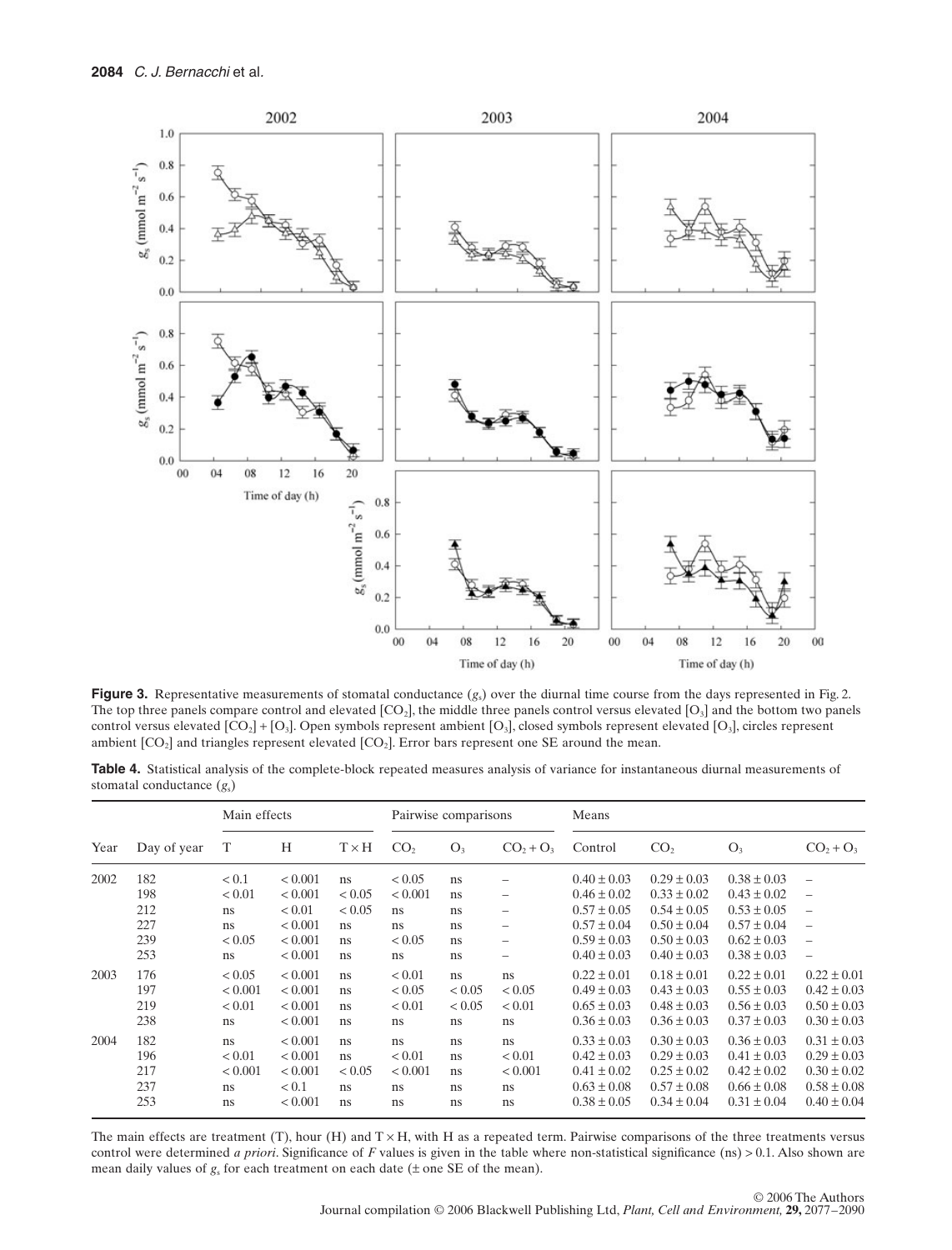**Figure 3.** Representative measurements of stomatal conductance ($g_s$) over the diurnal time course from the days represented in Fig. 2. The top three panels compare control and elevated [$CO_2$], the middle three panels control versus elevated [$O_3$] and the bottom two panels control versus elevated [$CO_2$] + [$O_3$]. Open symbols represent ambient [$O_3$], closed symbols represent elevated [$O_3$], circles represent ambient [$CO_2$] and triangles represent elevated [$CO_2$]. Error bars represent one SE around the mean.

**Table 4.** Statistical analysis of the complete-block repeated measures analysis of variance for instantaneous diurnal measurements of stomatal conductance ($g_s$)

| Year | Day of year | Main effects | | | Pairwise comparisons | | | Means | | | |
|---|---|---|---|---|---|---|---|---|---|---|---|
| | | T | H | T × H | $CO_2$ | $O_3$ | $CO_2 + O_3$ | Control | $CO_2$ | $O_3$ | $CO_2 + O_3$ |
| 2002 | 182 | < 0.1 | < 0.001 | ns | < 0.05 | ns | – | 0.40 ± 0.03 | 0.29 ± 0.03 | 0.38 ± 0.03 | – |
| | 198 | < 0.01 | < 0.001 | < 0.05 | < 0.001 | ns | – | 0.46 ± 0.02 | 0.33 ± 0.02 | 0.43 ± 0.02 | – |
| | 212 | ns | < 0.01 | < 0.05 | ns | ns | – | 0.57 ± 0.05 | 0.54 ± 0.05 | 0.53 ± 0.05 | – |
| | 227 | ns | < 0.001 | ns | ns | ns | – | 0.57 ± 0.04 | 0.50 ± 0.04 | 0.57 ± 0.04 | – |
| | 239 | < 0.05 | < 0.001 | ns | < 0.05 | ns | – | 0.59 ± 0.03 | 0.50 ± 0.03 | 0.62 ± 0.03 | – |
| | 253 | ns | < 0.001 | ns | ns | ns | – | 0.40 ± 0.03 | 0.40 ± 0.03 | 0.38 ± 0.03 | – |
| 2003 | 176 | < 0.05 | < 0.001 | ns | < 0.01 | ns | ns | 0.22 ± 0.01 | 0.18 ± 0.01 | 0.22 ± 0.01 | 0.22 ± 0.01 |
| | 197 | < 0.001 | < 0.001 | ns | < 0.05 | < 0.05 | < 0.05 | 0.49 ± 0.03 | 0.43 ± 0.03 | 0.55 ± 0.03 | 0.42 ± 0.03 |
| | 219 | < 0.01 | < 0.001 | ns | < 0.01 | < 0.05 | < 0.01 | 0.65 ± 0.03 | 0.48 ± 0.03 | 0.56 ± 0.03 | 0.50 ± 0.03 |
| | 238 | ns | < 0.001 | ns | ns | ns | ns | 0.36 ± 0.03 | 0.36 ± 0.03 | 0.37 ± 0.03 | 0.30 ± 0.03 |
| 2004 | 182 | ns | < 0.001 | ns | ns | ns | ns | 0.33 ± 0.03 | 0.30 ± 0.03 | 0.36 ± 0.03 | 0.31 ± 0.03 |
| | 196 | < 0.01 | < 0.001 | ns | < 0.01 | ns | < 0.01 | 0.42 ± 0.03 | 0.29 ± 0.03 | 0.41 ± 0.03 | 0.29 ± 0.03 |
| | 217 | < 0.001 | < 0.001 | < 0.05 | < 0.001 | ns | < 0.001 | 0.41 ± 0.02 | 0.25 ± 0.02 | 0.42 ± 0.02 | 0.30 ± 0.02 |
| | 237 | ns | < 0.1 | ns | ns | ns | ns | 0.63 ± 0.08 | 0.57 ± 0.08 | 0.66 ± 0.08 | 0.58 ± 0.08 |
| | 253 | ns | < 0.001 | ns | ns | ns | ns | 0.38 ± 0.05 | 0.34 ± 0.04 | 0.31 ± 0.04 | 0.40 ± 0.04 |

The main effects are treatment (T), hour (H) and T × H, with H as a repeated term. Pairwise comparisons of the three treatments versus control were determined *a priori*. Significance of $F$ values is given in the table where non-statistical significance (ns) > 0.1. Also shown are mean daily values of $g_s$ for each treatment on each date (± one SE of the mean).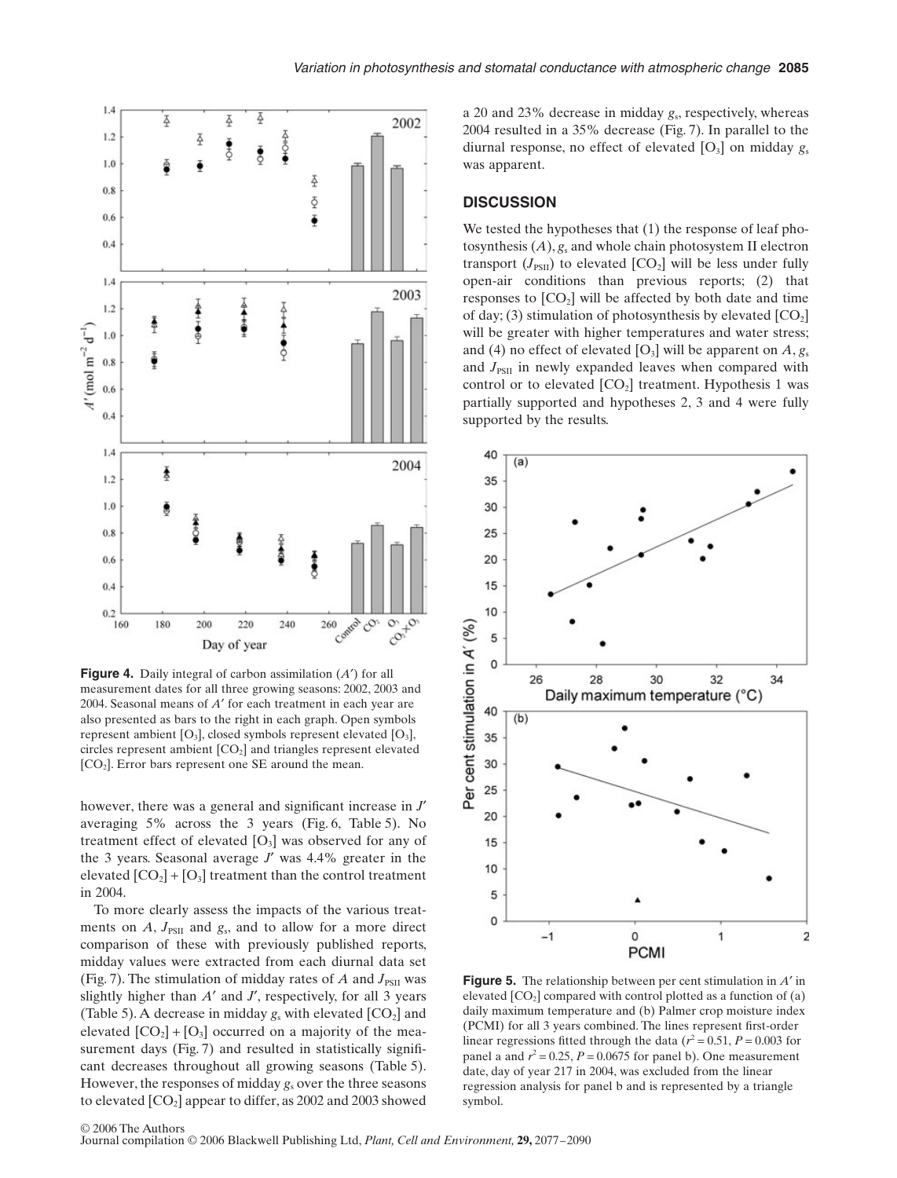**Figure 4.** Daily integral of carbon assimilation ($A'$) for all measurement dates for all three growing seasons: 2002, 2003 and 2004. Seasonal means of $A'$ for each treatment in each year are also presented as bars to the right in each graph. Open symbols represent ambient [$O_3$], closed symbols represent elevated [$O_3$], circles represent ambient [$CO_2$] and triangles represent elevated [$CO_2$]. Error bars represent one SE around the mean.

however, there was a general and significant increase in $J'$ averaging 5% across the 3 years (Fig. 6, Table 5). No treatment effect of elevated [$O_3$] was observed for any of the 3 years. Seasonal average $J'$ was 4.4% greater in the elevated [$CO_2$] + [$O_3$] treatment than the control treatment in 2004.

To more clearly assess the impacts of the various treatments on $A$, $J_{PSII}$ and $g_s$, and to allow for a more direct comparison of these with previously published reports, midday values were extracted from each diurnal data set (Fig. 7). The stimulation of midday rates of $A$ and $J_{PSII}$ was slightly higher than $A'$ and $J'$, respectively, for all 3 years (Table 5). A decrease in midday $g_s$ with elevated [$CO_2$] and elevated [$CO_2$] + [$O_3$] occurred on a majority of the measurement days (Fig. 7) and resulted in statistically significant decreases throughout all growing seasons (Table 5). However, the responses of midday $g_s$ over the three seasons to elevated [$CO_2$] appear to differ, as 2002 and 2003 showed a 20 and 23% decrease in midday $g_s$, respectively, whereas 2004 resulted in a 35% decrease (Fig. 7). In parallel to the diurnal response, no effect of elevated [$O_3$] on midday $g_s$ was apparent.

## DISCUSSION

We tested the hypotheses that (1) the response of leaf photosynthesis ($A$), $g_s$ and whole chain photosystem II electron transport ($J_{PSII}$) to elevated [$CO_2$] will be less under fully open-air conditions than previous reports; (2) that responses to [$CO_2$] will be affected by both date and time of day; (3) stimulation of photosynthesis by elevated [$CO_2$] will be greater with higher temperatures and water stress; and (4) no effect of elevated [$O_3$] will be apparent on $A$, $g_s$ and $J_{PSII}$ in newly expanded leaves when compared with control or to elevated [$CO_2$] treatment. Hypothesis 1 was partially supported and hypotheses 2, 3 and 4 were fully supported by the results.

**Figure 5.** The relationship between per cent stimulation in $A'$ in elevated [$CO_2$] compared with control plotted as a function of (a) daily maximum temperature and (b) Palmer crop moisture index (PCMI) for all 3 years combined. The lines represent first-order linear regressions fitted through the data ($r^2 = 0.51$, $P = 0.003$ for panel a and $r^2 = 0.25$, $P = 0.0675$ for panel b). One measurement date, day of year 217 in 2004, was excluded from the linear regression analysis for panel b and is represented by a triangle symbol.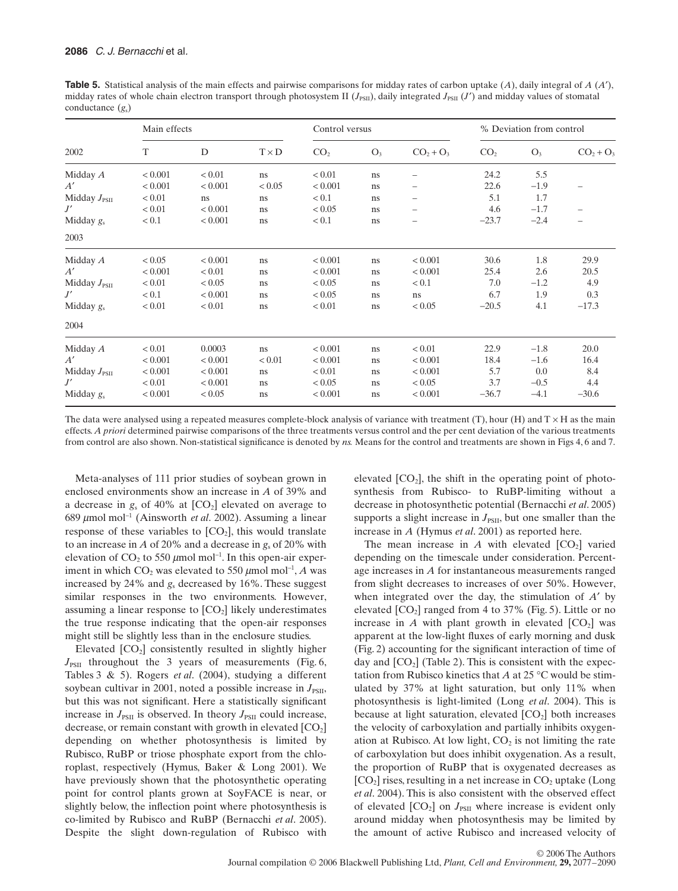**Table 5.** Statistical analysis of the main effects and pairwise comparisons for midday rates of carbon uptake ($A$), daily integral of $A$ ($A'$), midday rates of whole chain electron transport through photosystem II ($J_{PSII}$), daily integrated $J_{PSII}$ ($J'$) and midday values of stomatal conductance ($g_s$)

| | Main effects | | | Control versus | | | % Deviation from control | | |
|---|---|---|---|---|---|---|---|---|---|
| 2002 | T | D | T × D | $CO_2$ | $O_3$ | $CO_2 + O_3$ | $CO_2$ | $O_3$ | $CO_2 + O_3$ |
| Midday $A$ | < 0.001 | < 0.01 | ns | < 0.01 | ns | – | 24.2 | 5.5 | |
| $A'$ | < 0.001 | < 0.001 | < 0.05 | < 0.001 | ns | – | 22.6 | −1.9 | – |
| Midday $J_{PSII}$ | < 0.01 | ns | ns | < 0.1 | ns | – | 5.1 | 1.7 | |
| $J'$ | < 0.01 | < 0.001 | ns | < 0.05 | ns | – | 4.6 | −1.7 | – |
| Midday $g_s$ | < 0.1 | < 0.001 | ns | < 0.1 | ns | – | −23.7 | −2.4 | – |
| 2003 | | | | | | | | | |
| Midday $A$ | < 0.05 | < 0.001 | ns | < 0.001 | ns | < 0.001 | 30.6 | 1.8 | 29.9 |
| $A'$ | < 0.001 | < 0.01 | ns | < 0.001 | ns | < 0.001 | 25.4 | 2.6 | 20.5 |
| Midday $J_{PSII}$ | < 0.01 | < 0.05 | ns | < 0.05 | ns | < 0.1 | 7.0 | −1.2 | 4.9 |
| $J'$ | < 0.1 | < 0.001 | ns | < 0.05 | ns | ns | 6.7 | 1.9 | 0.3 |
| Midday $g_s$ | < 0.01 | < 0.01 | ns | < 0.01 | ns | < 0.05 | −20.5 | 4.1 | −17.3 |
| 2004 | | | | | | | | | |
| Midday $A$ | < 0.01 | 0.0003 | ns | < 0.001 | ns | < 0.01 | 22.9 | −1.8 | 20.0 |
| $A'$ | < 0.001 | < 0.001 | < 0.01 | < 0.001 | ns | < 0.001 | 18.4 | −1.6 | 16.4 |
| Midday $J_{PSII}$ | < 0.001 | < 0.001 | ns | < 0.01 | ns | < 0.001 | 5.7 | 0.0 | 8.4 |
| $J'$ | < 0.01 | < 0.001 | ns | < 0.05 | ns | < 0.05 | 3.7 | −0.5 | 4.4 |
| Midday $g_s$ | < 0.001 | < 0.05 | ns | < 0.001 | ns | < 0.001 | −36.7 | −4.1 | −30.6 |

The data were analysed using a repeated measures complete-block analysis of variance with treatment (T), hour (H) and T × H as the main effects. *A priori* determined pairwise comparisons of the three treatments versus control and the per cent deviation of the various treatments from control are also shown. Non-statistical significance is denoted by *ns.* Means for the control and treatments are shown in Figs 4, 6 and 7.

Meta-analyses of 111 prior studies of soybean grown in enclosed environments show an increase in $A$ of 39% and a decrease in $g_s$ of 40% at [$CO_2$] elevated on average to 689 $\mu$mol mol$^{-1}$ (Ainsworth *et al*. 2002). Assuming a linear response of these variables to [$CO_2$], this would translate to an increase in $A$ of 20% and a decrease in $g_s$ of 20% with elevation of $CO_2$ to 550 $\mu$mol mol$^{-1}$. In this open-air experiment in which $CO_2$ was elevated to 550 $\mu$mol mol$^{-1}$, $A$ was increased by 24% and $g_s$ decreased by 16%. These suggest similar responses in the two environments. However, assuming a linear response to [$CO_2$] likely underestimates the true response indicating that the open-air responses might still be slightly less than in the enclosure studies.

Elevated [$CO_2$] consistently resulted in slightly higher $J_{PSII}$ throughout the 3 years of measurements (Fig. 6, Tables 3 & 5). Rogers *et al*. (2004), studying a different soybean cultivar in 2001, noted a possible increase in $J_{PSII}$, but this was not significant. Here a statistically significant increase in $J_{PSII}$ is observed. In theory $J_{PSII}$ could increase, decrease, or remain constant with growth in elevated [$CO_2$] depending on whether photosynthesis is limited by Rubisco, RuBP or triose phosphate export from the chloroplast, respectively (Hymus, Baker & Long 2001). We have previously shown that the photosynthetic operating point for control plants grown at SoyFACE is near, or slightly below, the inflection point where photosynthesis is co-limited by Rubisco and RuBP (Bernacchi *et al*. 2005). Despite the slight down-regulation of Rubisco with elevated [$CO_2$], the shift in the operating point of photosynthesis from Rubisco- to RuBP-limiting without a decrease in photosynthetic potential (Bernacchi *et al*. 2005) supports a slight increase in $J_{PSII}$, but one smaller than the increase in $A$ (Hymus *et al*. 2001) as reported here.

The mean increase in $A$ with elevated [$CO_2$] varied depending on the timescale under consideration. Percentage increases in $A$ for instantaneous measurements ranged from slight decreases to increases of over 50%. However, when integrated over the day, the stimulation of $A'$ by elevated [$CO_2$] ranged from 4 to 37% (Fig. 5). Little or no increase in $A$ with plant growth in elevated [$CO_2$] was apparent at the low-light fluxes of early morning and dusk (Fig. 2) accounting for the significant interaction of time of day and [$CO_2$] (Table 2). This is consistent with the expectation from Rubisco kinetics that $A$ at 25 °C would be stimulated by 37% at light saturation, but only 11% when photosynthesis is light-limited (Long *et al*. 2004). This is because at light saturation, elevated [$CO_2$] both increases the velocity of carboxylation and partially inhibits oxygenation at Rubisco. At low light, $CO_2$ is not limiting the rate of carboxylation but does inhibit oxygenation. As a result, the proportion of RuBP that is oxygenated decreases as [$CO_2$] rises, resulting in a net increase in $CO_2$ uptake (Long *et al*. 2004). This is also consistent with the observed effect of elevated [$CO_2$] on $J_{PSII}$ where increase is evident only around midday when photosynthesis may be limited by the amount of active Rubisco and increased velocity of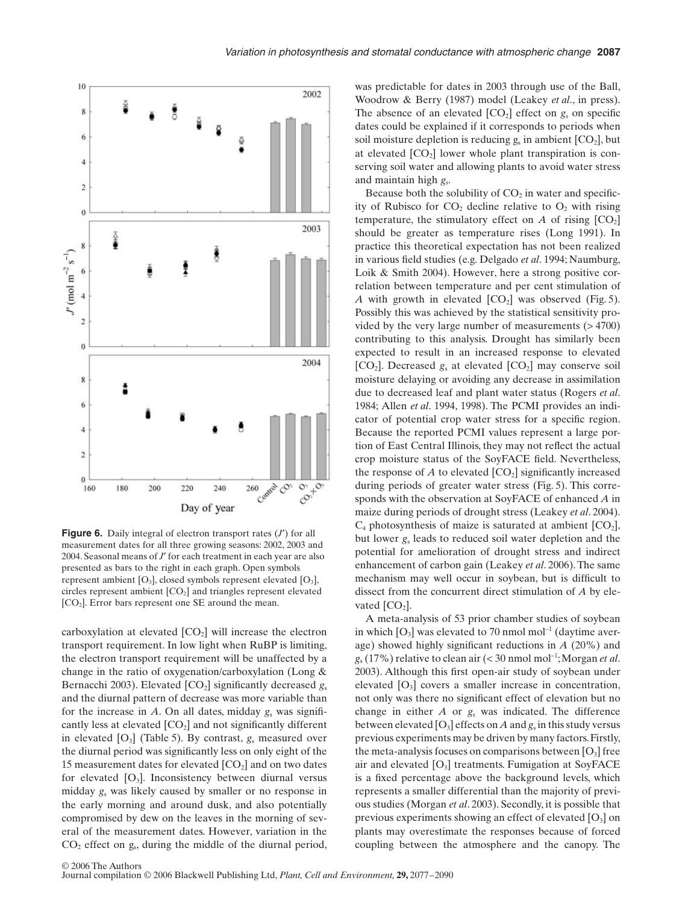**Figure 6.** Daily integral of electron transport rates ($J'$) for all measurement dates for all three growing seasons: 2002, 2003 and 2004. Seasonal means of $J'$ for each treatment in each year are also presented as bars to the right in each graph. Open symbols represent ambient [$O_3$], closed symbols represent elevated [$O_3$], circles represent ambient [$CO_2$] and triangles represent elevated [$CO_2$]. Error bars represent one SE around the mean.

carboxylation at elevated [$CO_2$] will increase the electron transport requirement. In low light when RuBP is limiting, the electron transport requirement will be unaffected by a change in the ratio of oxygenation/carboxylation (Long & Bernacchi 2003). Elevated [$CO_2$] significantly decreased $g_s$ and the diurnal pattern of decrease was more variable than for the increase in $A$. On all dates, midday $g_s$ was significantly less at elevated [$CO_2$] and not significantly different in elevated [$O_3$] (Table 5). By contrast, $g_s$ measured over the diurnal period was significantly less on only eight of the 15 measurement dates for elevated [$CO_2$] and on two dates for elevated [$O_3$]. Inconsistency between diurnal versus midday $g_s$ was likely caused by smaller or no response in the early morning and around dusk, and also potentially compromised by dew on the leaves in the morning of several of the measurement dates. However, variation in the $CO_2$ effect on $g_s$, during the middle of the diurnal period, was predictable for dates in 2003 through use of the Ball, Woodrow & Berry (1987) model (Leakey *et al*., in press). The absence of an elevated [$CO_2$] effect on $g_s$ on specific dates could be explained if it corresponds to periods when soil moisture depletion is reducing $g_s$ in ambient [$CO_2$], but at elevated [$CO_2$] lower whole plant transpiration is conserving soil water and allowing plants to avoid water stress and maintain high $g_s$.

Because both the solubility of $CO_2$ in water and specificity of Rubisco for $CO_2$ decline relative to $O_2$ with rising temperature, the stimulatory effect on $A$ of rising [$CO_2$] should be greater as temperature rises (Long 1991). In practice this theoretical expectation has not been realized in various field studies (e.g. Delgado *et al*. 1994; Naumburg, Loik & Smith 2004). However, here a strong positive correlation between temperature and per cent stimulation of $A$ with growth in elevated [$CO_2$] was observed (Fig. 5). Possibly this was achieved by the statistical sensitivity provided by the very large number of measurements (> 4700) contributing to this analysis. Drought has similarly been expected to result in an increased response to elevated [$CO_2$]. Decreased $g_s$ at elevated [$CO_2$] may conserve soil moisture delaying or avoiding any decrease in assimilation due to decreased leaf and plant water status (Rogers *et al*. 1984; Allen *et al*. 1994, 1998). The PCMI provides an indicator of potential crop water stress for a specific region. Because the reported PCMI values represent a large portion of East Central Illinois, they may not reflect the actual crop moisture status of the SoyFACE field. Nevertheless, the response of $A$ to elevated [$CO_2$] significantly increased during periods of greater water stress (Fig. 5). This corresponds with the observation at SoyFACE of enhanced $A$ in maize during periods of drought stress (Leakey *et al*. 2004). $C_4$ photosynthesis of maize is saturated at ambient [$CO_2$], but lower $g_s$ leads to reduced soil water depletion and the potential for amelioration of drought stress and indirect enhancement of carbon gain (Leakey *et al*. 2006). The same mechanism may well occur in soybean, but is difficult to dissect from the concurrent direct stimulation of $A$ by elevated [$CO_2$].

A meta-analysis of 53 prior chamber studies of soybean in which [$O_3$] was elevated to 70 nmol mol$^{-1}$ (daytime average) showed highly significant reductions in $A$ (20%) and $g_s$ (17%) relative to clean air (< 30 nmol mol$^{-1}$; Morgan *et al*. 2003). Although this first open-air study of soybean under elevated [$O_3$] covers a smaller increase in concentration, not only was there no significant effect of elevation but no change in either $A$ or $g_s$ was indicated. The difference between elevated [$O_3$] effects on $A$ and $g_s$ in this study versus previous experiments may be driven by many factors. Firstly, the meta-analysis focuses on comparisons between [$O_3$] free air and elevated [$O_3$] treatments. Fumigation at SoyFACE is a fixed percentage above the background levels, which represents a smaller differential than the majority of previous studies (Morgan *et al*. 2003). Secondly, it is possible that previous experiments showing an effect of elevated [$O_3$] on plants may overestimate the responses because of forced coupling between the atmosphere and the canopy. The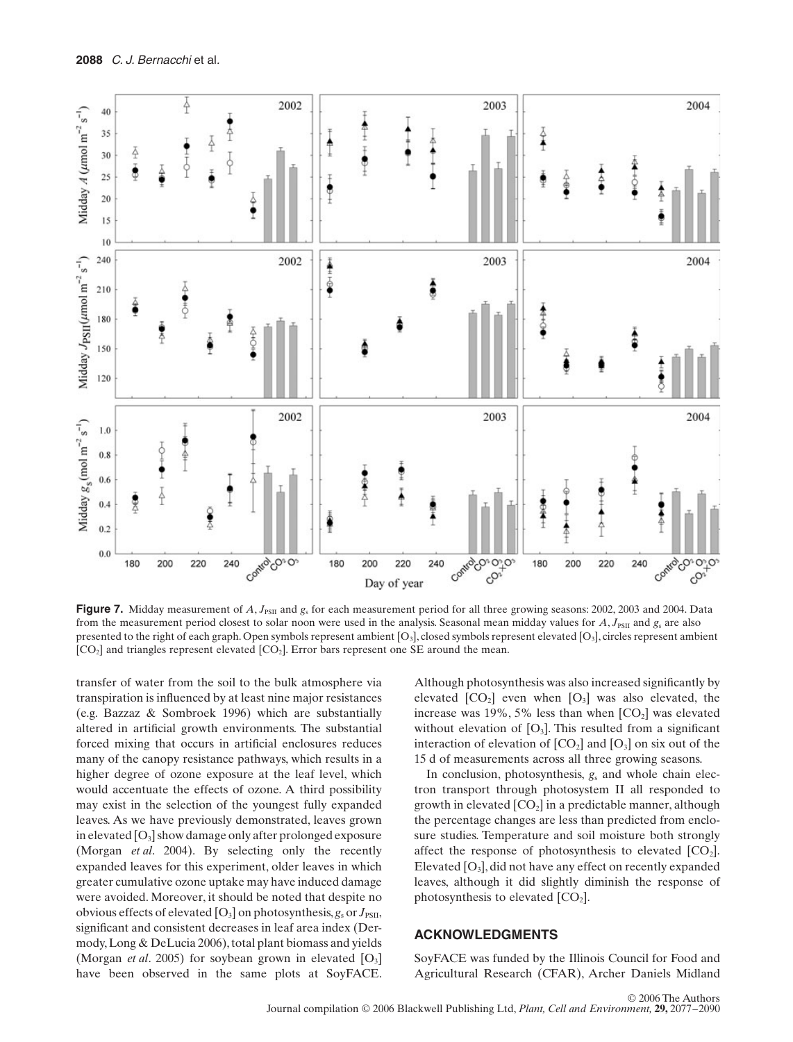**Figure 7.** Midday measurement of $A$, $J_{PSII}$ and $g_s$ for each measurement period for all three growing seasons: 2002, 2003 and 2004. Data from the measurement period closest to solar noon were used in the analysis. Seasonal mean midday values for $A$, $J_{PSII}$ and $g_s$ are also presented to the right of each graph. Open symbols represent ambient [$O_3$], closed symbols represent elevated [$O_3$], circles represent ambient [$CO_2$] and triangles represent elevated [$CO_2$]. Error bars represent one SE around the mean.

transfer of water from the soil to the bulk atmosphere via transpiration is influenced by at least nine major resistances (e.g. Bazzaz & Sombroek 1996) which are substantially altered in artificial growth environments. The substantial forced mixing that occurs in artificial enclosures reduces many of the canopy resistance pathways, which results in a higher degree of ozone exposure at the leaf level, which would accentuate the effects of ozone. A third possibility may exist in the selection of the youngest fully expanded leaves. As we have previously demonstrated, leaves grown in elevated [$O_3$] show damage only after prolonged exposure (Morgan *et al*. 2004). By selecting only the recently expanded leaves for this experiment, older leaves in which greater cumulative ozone uptake may have induced damage were avoided. Moreover, it should be noted that despite no obvious effects of elevated [$O_3$] on photosynthesis, $g_s$ or $J_{PSII}$, significant and consistent decreases in leaf area index (Dermody, Long & DeLucia 2006), total plant biomass and yields (Morgan *et al*. 2005) for soybean grown in elevated [$O_3$] have been observed in the same plots at SoyFACE. Although photosynthesis was also increased significantly by elevated [$CO_2$] even when [$O_3$] was also elevated, the increase was 19%, 5% less than when [$CO_2$] was elevated without elevation of [$O_3$]. This resulted from a significant interaction of elevation of [$CO_2$] and [$O_3$] on six out of the 15 d of measurements across all three growing seasons.

In conclusion, photosynthesis, $g_s$ and whole chain electron transport through photosystem II all responded to growth in elevated [$CO_2$] in a predictable manner, although the percentage changes are less than predicted from enclosure studies. Temperature and soil moisture both strongly affect the response of photosynthesis to elevated [$CO_2$]. Elevated [$O_3$], did not have any effect on recently expanded leaves, although it did slightly diminish the response of photosynthesis to elevated [$CO_2$].

## ACKNOWLEDGMENTS

SoyFACE was funded by the Illinois Council for Food and Agricultural Research (CFAR), Archer Daniels Midland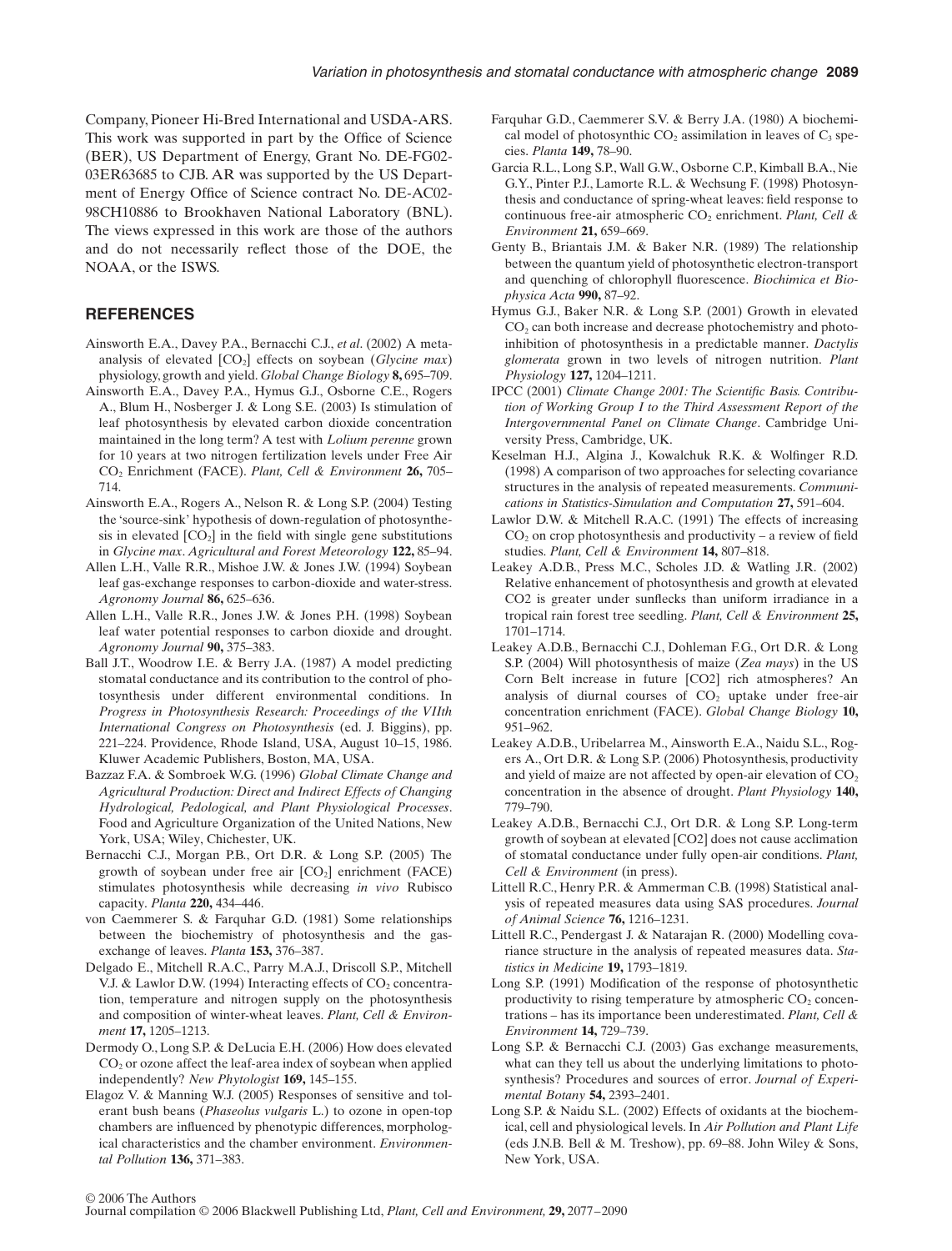Company, Pioneer Hi-Bred International and USDA-ARS. This work was supported in part by the Office of Science (BER), US Department of Energy, Grant No. DE-FG02-03ER63685 to CJB. AR was supported by the US Department of Energy Office of Science contract No. DE-AC02-98CH10886 to Brookhaven National Laboratory (BNL). The views expressed in this work are those of the authors and do not necessarily reflect those of the DOE, the NOAA, or the ISWS.

## REFERENCES

Ainsworth E.A., Davey P.A., Bernacchi C.J., *et al*. (2002) A meta-analysis of elevated [$CO_2$] effects on soybean (*Glycine max*) physiology, growth and yield. *Global Change Biology* **8,** 695–709.

Ainsworth E.A., Davey P.A., Hymus G.J., Osborne C.E., Rogers A., Blum H., Nosberger J. & Long S.P. (2003) Is stimulation of leaf photosynthesis by elevated carbon dioxide concentration maintained in the long term? A test with *Lolium perenne* grown for 10 years at two nitrogen fertilization levels under Free Air $CO_2$ Enrichment (FACE). *Plant, Cell & Environment* **26,** 705–714.

Ainsworth E.A., Rogers A., Nelson R. & Long S.P. (2004) Testing the 'source-sink' hypothesis of down-regulation of photosynthesis in elevated [$CO_2$] in the field with single gene substitutions in *Glycine max*. *Agricultural and Forest Meteorology* **122,** 85–94.

Allen L.H., Valle R.R., Mishoe J.W. & Jones J.W. (1994) Soybean leaf gas-exchange responses to carbon-dioxide and water-stress. *Agronomy Journal* **86,** 625–636.

Allen L.H., Valle R.R., Jones J.W. & Jones P.H. (1998) Soybean leaf water potential responses to carbon dioxide and drought. *Agronomy Journal* **90,** 375–383.

Ball J.T., Woodrow I.E. & Berry J.A. (1987) A model predicting stomatal conductance and its contribution to the control of photosynthesis under different environmental conditions. In *Progress in Photosynthesis Research: Proceedings of the VIIth International Congress on Photosynthesis* (ed. J. Biggins), pp. 221–224. Providence, Rhode Island, USA, August 10–15, 1986. Kluwer Academic Publishers, Boston, MA, USA.

Bazzaz F.A. & Sombroek W.G. (1996) *Global Climate Change and Agricultural Production: Direct and Indirect Effects of Changing Hydrological, Pedological, and Plant Physiological Processes*. Food and Agriculture Organization of the United Nations, New York, USA; Wiley, Chichester, UK.

Bernacchi C.J., Morgan P.B., Ort D.R. & Long S.P. (2005) The growth of soybean under free air [$CO_2$] enrichment (FACE) stimulates photosynthesis while decreasing *in vivo* Rubisco capacity. *Planta* **220,** 434–446.

von Caemmerer S. & Farquhar G.D. (1981) Some relationships between the biochemistry of photosynthesis and the gas-exchange of leaves. *Planta* **153,** 376–387.

Delgado E., Mitchell R.A.C., Parry M.A.J., Driscoll S.P., Mitchell V.J. & Lawlor D.W. (1994) Interacting effects of $CO_2$ concentration, temperature and nitrogen supply on the photosynthesis and composition of winter-wheat leaves. *Plant, Cell & Environment* **17,** 1205–1213.

Dermody O., Long S.P. & DeLucia E.H. (2006) How does elevated $CO_2$ or ozone affect the leaf-area index of soybean when applied independently? *New Phytologist* **169,** 145–155.

Elagoz V. & Manning W.J. (2005) Responses of sensitive and tolerant bush beans (*Phaseolus vulgaris* L.) to ozone in open-top chambers are influenced by phenotypic differences, morphological characteristics and the chamber environment. *Environmental Pollution* **136,** 371–383.

Farquhar G.D., Caemmerer S.V. & Berry J.A. (1980) A biochemical model of photosynthic $CO_2$ assimilation in leaves of $C_3$ species. *Planta* **149,** 78–90.

Garcia R.L., Long S.P., Wall G.W., Osborne C.P., Kimball B.A., Nie G.Y., Pinter P.J., Lamorte R.L. & Wechsung F. (1998) Photosynthesis and conductance of spring-wheat leaves: field response to continuous free-air atmospheric $CO_2$ enrichment. *Plant, Cell & Environment* **21,** 659–669.

Genty B., Briantais J.M. & Baker N.R. (1989) The relationship between the quantum yield of photosynthetic electron-transport and quenching of chlorophyll fluorescence. *Biochimica et Biophysica Acta* **990,** 87–92.

Hymus G.J., Baker N.R. & Long S.P. (2001) Growth in elevated $CO_2$ can both increase and decrease photochemistry and photoinhibition of photosynthesis in a predictable manner. *Dactylis glomerata* grown in two levels of nitrogen nutrition. *Plant Physiology* **127,** 1204–1211.

IPCC (2001) *Climate Change 2001: The Scientific Basis. Contribution of Working Group I to the Third Assessment Report of the Intergovernmental Panel on Climate Change*. Cambridge University Press, Cambridge, UK.

Keselman H.J., Algina J., Kowalchuk R.K. & Wolfinger R.D. (1998) A comparison of two approaches for selecting covariance structures in the analysis of repeated measurements. *Communications in Statistics-Simulation and Computation* **27,** 591–604.

Lawlor D.W. & Mitchell R.A.C. (1991) The effects of increasing $CO_2$ on crop photosynthesis and productivity – a review of field studies. *Plant, Cell & Environment* **14,** 807–818.

Leakey A.D.B., Press M.C., Scholes J.D. & Watling J.R. (2002) Relative enhancement of photosynthesis and growth at elevated CO2 is greater under sunflecks than uniform irradiance in a tropical rain forest tree seedling. *Plant, Cell & Environment* **25,** 1701–1714.

Leakey A.D.B., Bernacchi C.J., Dohleman F.G., Ort D.R. & Long S.P. (2004) Will photosynthesis of maize (*Zea mays*) in the US Corn Belt increase in future [CO2] rich atmospheres? An analysis of diurnal courses of $CO_2$ uptake under free-air concentration enrichment (FACE). *Global Change Biology* **10,** 951–962.

Leakey A.D.B., Uribelarrea M., Ainsworth E.A., Naidu S.L., Rogers A., Ort D.R. & Long S.P. (2006) Photosynthesis, productivity and yield of maize are not affected by open-air elevation of $CO_2$ concentration in the absence of drought. *Plant Physiology* **140,** 779–790.

Leakey A.D.B., Bernacchi C.J., Ort D.R. & Long S.P. Long-term growth of soybean at elevated [CO2] does not cause acclimation of stomatal conductance under fully open-air conditions. *Plant, Cell & Environment* (in press).

Littell R.C., Henry P.R. & Ammerman C.B. (1998) Statistical analysis of repeated measures data using SAS procedures. *Journal of Animal Science* **76,** 1216–1231.

Littell R.C., Pendergast J. & Natarajan R. (2000) Modelling covariance structure in the analysis of repeated measures data. *Statistics in Medicine* **19,** 1793–1819.

Long S.P. (1991) Modification of the response of photosynthetic productivity to rising temperature by atmospheric $CO_2$ concentrations – has its importance been underestimated. *Plant, Cell & Environment* **14,** 729–739.

Long S.P. & Bernacchi C.J. (2003) Gas exchange measurements, what can they tell us about the underlying limitations to photosynthesis? Procedures and sources of error. *Journal of Experimental Botany* **54,** 2393–2401.

Long S.P. & Naidu S.L. (2002) Effects of oxidants at the biochemical, cell and physiological levels. In *Air Pollution and Plant Life* (eds J.N.B. Bell & M. Treshow), pp. 69–88. John Wiley & Sons, New York, USA.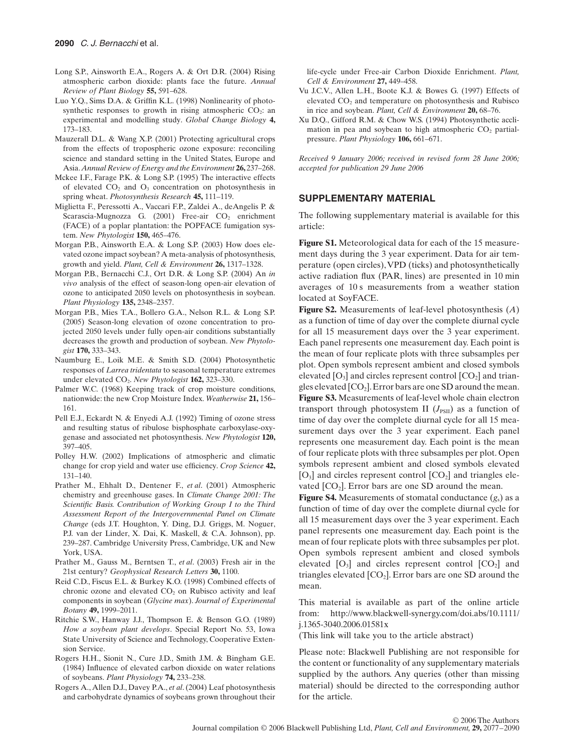Long S.P., Ainsworth E.A., Rogers A. & Ort D.R. (2004) Rising atmospheric carbon dioxide: plants face the future. *Annual Review of Plant Biology* **55,** 591–628.

Luo Y.Q., Sims D.A. & Griffin K.L. (1998) Nonlinearity of photosynthetic responses to growth in rising atmospheric $CO_2$: an experimental and modelling study. *Global Change Biology* **4,** 173–183.

Mauzerall D.L. & Wang X.P. (2001) Protecting agricultural crops from the effects of tropospheric ozone exposure: reconciling science and standard setting in the United States, Europe and Asia. *Annual Review of Energy and the Environment* **26,** 237–268.

Mckee I.F., Farage P.K. & Long S.P. (1995) The interactive effects of elevated $CO_2$ and $O_3$ concentration on photosynthesis in spring wheat. *Photosynthesis Research* **45,** 111–119.

Miglietta F., Peressotti A., Vaccari F.P., Zaldei A., deAngelis P. & Scarascia-Mugnozza G. (2001) Free-air $CO_2$ enrichment (FACE) of a poplar plantation: the POPFACE fumigation system. *New Phytologist* **150,** 465–476.

Morgan P.B., Ainsworth E.A. & Long S.P. (2003) How does elevated ozone impact soybean? A meta-analysis of photosynthesis, growth and yield. *Plant, Cell & Environment* **26,** 1317–1328.

Morgan P.B., Bernacchi C.J., Ort D.R. & Long S.P. (2004) An *in vivo* analysis of the effect of season-long open-air elevation of ozone to anticipated 2050 levels on photosynthesis in soybean. *Plant Physiology* **135,** 2348–2357.

Morgan P.B., Mies T.A., Bollero G.A., Nelson R.L. & Long S.P. (2005) Season-long elevation of ozone concentration to projected 2050 levels under fully open-air conditions substantially decreases the growth and production of soybean. *New Phytologist* **170,** 333–343.

Naumburg E., Loik M.E. & Smith S.D. (2004) Photosynthetic responses of *Larrea tridentata* to seasonal temperature extremes under elevated $CO_2$. *New Phytologist* **162,** 323–330.

Palmer W.C. (1968) Keeping track of crop moisture conditions, nationwide: the new Crop Moisture Index. *Weatherwise* **21,** 156–161.

Pell E.J., Eckardt N. & Enyedi A.J. (1992) Timing of ozone stress and resulting status of ribulose bisphosphate carboxylase-oxygenase and associated net photosynthesis. *New Phytologist* **120,** 397–405.

Polley H.W. (2002) Implications of atmospheric and climatic change for crop yield and water use efficiency. *Crop Science* **42,** 131–140.

Prather M., Ehhalt D., Dentener F., *et al*. (2001) Atmospheric chemistry and greenhouse gases. In *Climate Change 2001: The Scientific Basis. Contribution of Working Group I to the Third Assessment Report of the Intergovernmental Panel on Climate Change* (eds J.T. Houghton, Y. Ding, D.J. Griggs, M. Noguer, P.J. van der Linder, X. Dai, K. Maskell, & C.A. Johnson), pp. 239–287. Cambridge University Press, Cambridge, UK and New York, USA.

Prather M., Gauss M., Berntsen T., *et al*. (2003) Fresh air in the 21st century? *Geophysical Research Letters* **30,** 1100.

Reid C.D., Fiscus E.L. & Burkey K.O. (1998) Combined effects of chronic ozone and elevated $CO_2$ on Rubisco activity and leaf components in soybean (*Glycine max*). *Journal of Experimental Botany* **49,** 1999–2011.

Ritchie S.W., Hanway J.J., Thompson E. & Benson G.O. (1989) *How a soybean plant develops*. Special Report No. 53, Iowa State University of Science and Technology, Cooperative Extension Service.

Rogers H.H., Sionit N., Cure J.D., Smith J.M. & Bingham G.E. (1984) Influence of elevated carbon dioxide on water relations of soybeans. *Plant Physiology* **74,** 233–238.

Rogers A., Allen D.J., Davey P.A., *et al*. (2004) Leaf photosynthesis and carbohydrate dynamics of soybeans grown throughout their life-cycle under Free-air Carbon Dioxide Enrichment. *Plant, Cell & Environment* **27,** 449–458.

Vu J.C.V., Allen L.H., Boote K.J. & Bowes G. (1997) Effects of elevated $CO_2$ and temperature on photosynthesis and Rubisco in rice and soybean. *Plant, Cell & Environment* **20,** 68–76.

Xu D.Q., Gifford R.M. & Chow W.S. (1994) Photosynthetic acclimation in pea and soybean to high atmospheric $CO_2$ partial-pressure. *Plant Physiology* **106,** 661–671.

*Received 9 January 2006; received in revised form 28 June 2006; accepted for publication 29 June 2006*

## SUPPLEMENTARY MATERIAL

The following supplementary material is available for this article:

**Figure S1.** Meteorological data for each of the 15 measurement days during the 3 year experiment. Data for air temperature (open circles), VPD (ticks) and photosynthetically active radiation flux (PAR, lines) are presented in 10 min averages of 10 s measurements from a weather station located at SoyFACE.

**Figure S2.** Measurements of leaf-level photosynthesis ($A$) as a function of time of day over the complete diurnal cycle for all 15 measurement days over the 3 year experiment. Each panel represents one measurement day. Each point is the mean of four replicate plots with three subsamples per plot. Open symbols represent ambient and closed symbols elevated [$O_3$] and circles represent control [$CO_2$] and triangles elevated [$CO_2$]. Error bars are one SD around the mean.

**Figure S3.** Measurements of leaf-level whole chain electron transport through photosystem II ($J_{PSII}$) as a function of time of day over the complete diurnal cycle for all 15 measurement days over the 3 year experiment. Each panel represents one measurement day. Each point is the mean of four replicate plots with three subsamples per plot. Open symbols represent ambient and closed symbols elevated [$O_3$] and circles represent control [$CO_2$] and triangles elevated [$CO_2$]. Error bars are one SD around the mean.

**Figure S4.** Measurements of stomatal conductance ($g_s$) as a function of time of day over the complete diurnal cycle for all 15 measurement days over the 3 year experiment. Each panel represents one measurement day. Each point is the mean of four replicate plots with three subsamples per plot. Open symbols represent ambient and closed symbols elevated [$O_3$] and circles represent control [$CO_2$] and triangles elevated [$CO_2$]. Error bars are one SD around the mean.

This material is available as part of the online article from: http://www.blackwell-synergy.com/doi.abs/10.1111/j.1365-3040.2006.01581x

(This link will take you to the article abstract)

Please note: Blackwell Publishing are not responsible for the content or functionality of any supplementary materials supplied by the authors. Any queries (other than missing material) should be directed to the corresponding author for the article.